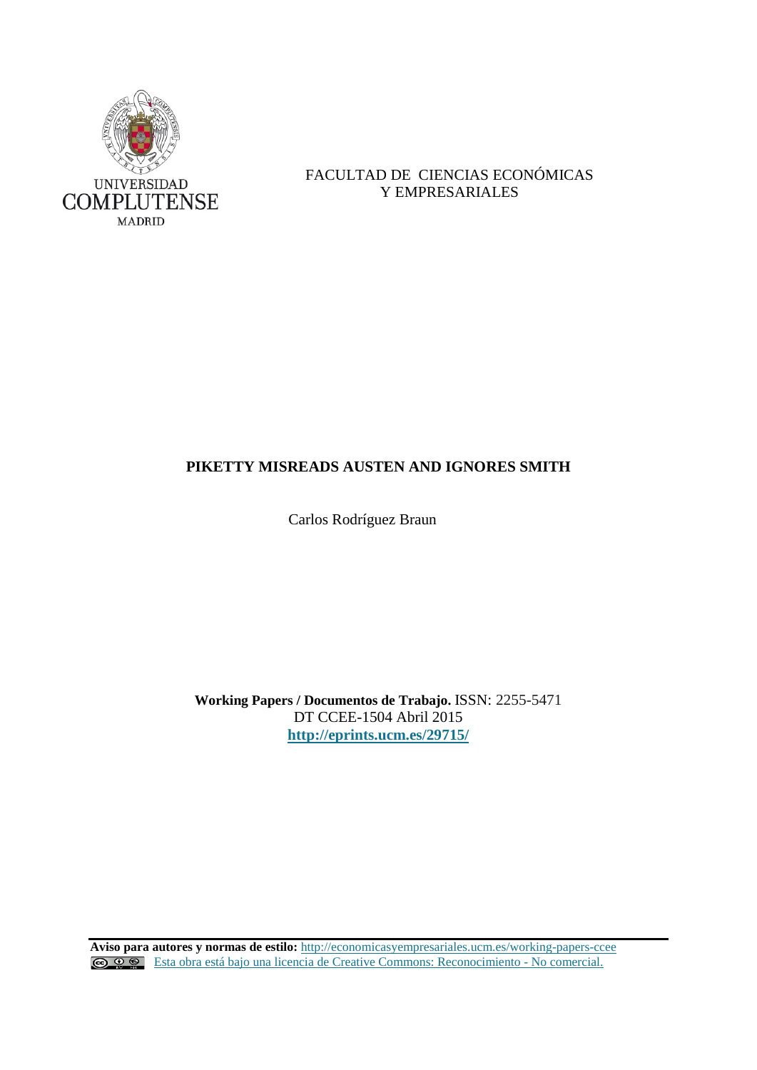UNIVERSIDAD
COMPLUTENSE
MADRID

FACULTAD DE CIENCIAS ECONÓMICAS
Y EMPRESARIALES

# PIKETTY MISREADS AUSTEN AND IGNORES SMITH

Carlos Rodríguez Braun

**Working Papers / Documentos de Trabajo.** ISSN: 2255-5471
DT CCEE-1504 Abril 2015
**http://eprints.ucm.es/29715/**

**Aviso para autores y normas de estilo:** http://economicasyempresariales.ucm.es/working-papers-ccee
Esta obra está bajo una licencia de Creative Commons: Reconocimiento - No comercial.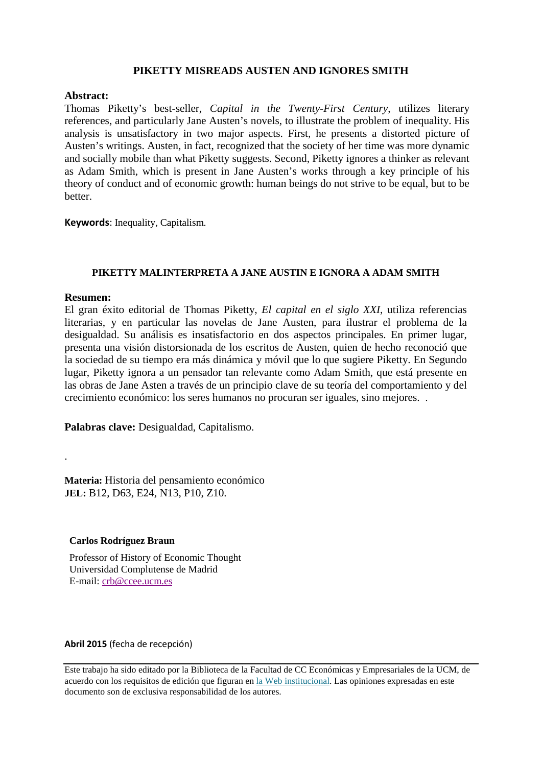# PIKETTY MISREADS AUSTEN AND IGNORES SMITH

**Abstract:**

Thomas Piketty's best-seller, *Capital in the Twenty-First Century*, utilizes literary references, and particularly Jane Austen's novels, to illustrate the problem of inequality. His analysis is unsatisfactory in two major aspects. First, he presents a distorted picture of Austen's writings. Austen, in fact, recognized that the society of her time was more dynamic and socially mobile than what Piketty suggests. Second, Piketty ignores a thinker as relevant as Adam Smith, which is present in Jane Austen's works through a key principle of his theory of conduct and of economic growth: human beings do not strive to be equal, but to be better.

**Keywords**: Inequality, Capitalism.

# PIKETTY MALINTERPRETA A JANE AUSTIN E IGNORA A ADAM SMITH

**Resumen:**

El gran éxito editorial de Thomas Piketty, *El capital en el siglo XXI*, utiliza referencias literarias, y en particular las novelas de Jane Austen, para ilustrar el problema de la desigualdad. Su análisis es insatisfactorio en dos aspectos principales. En primer lugar, presenta una visión distorsionada de los escritos de Austen, quien de hecho reconoció que la sociedad de su tiempo era más dinámica y móvil que lo que sugiere Piketty. En Segundo lugar, Piketty ignora a un pensador tan relevante como Adam Smith, que está presente en las obras de Jane Asten a través de un principio clave de su teoría del comportamiento y del crecimiento económico: los seres humanos no procuran ser iguales, sino mejores. .

**Palabras clave:** Desigualdad, Capitalismo.

.

**Materia:** Historia del pensamiento económico
**JEL:** B12, D63, E24, N13, P10, Z10.

**Carlos Rodríguez Braun**

Professor of History of Economic Thought
Universidad Complutense de Madrid
E-mail: crb@ccee.ucm.es

**Abril 2015** (fecha de recepción)

Este trabajo ha sido editado por la Biblioteca de la Facultad de CC Económicas y Empresariales de la UCM, de acuerdo con los requisitos de edición que figuran en la Web institucional. Las opiniones expresadas en este documento son de exclusiva responsabilidad de los autores.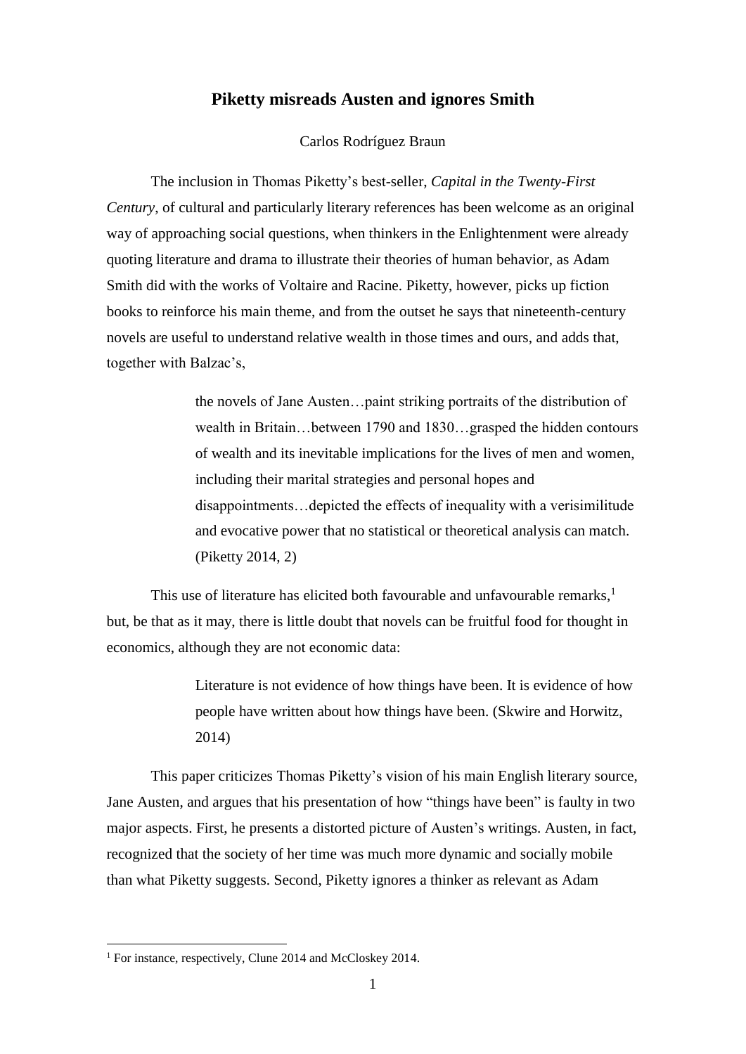## Piketty misreads Austen and ignores Smith

Carlos Rodríguez Braun

The inclusion in Thomas Piketty's best-seller, *Capital in the Twenty-First Century*, of cultural and particularly literary references has been welcome as an original way of approaching social questions, when thinkers in the Enlightenment were already quoting literature and drama to illustrate their theories of human behavior, as Adam Smith did with the works of Voltaire and Racine. Piketty, however, picks up fiction books to reinforce his main theme, and from the outset he says that nineteenth-century novels are useful to understand relative wealth in those times and ours, and adds that, together with Balzac's,

> the novels of Jane Austen…paint striking portraits of the distribution of wealth in Britain…between 1790 and 1830…grasped the hidden contours of wealth and its inevitable implications for the lives of men and women, including their marital strategies and personal hopes and disappointments…depicted the effects of inequality with a verisimilitude and evocative power that no statistical or theoretical analysis can match. (Piketty 2014, 2)

This use of literature has elicited both favourable and unfavourable remarks,[1] but, be that as it may, there is little doubt that novels can be fruitful food for thought in economics, although they are not economic data:

> Literature is not evidence of how things have been. It is evidence of how people have written about how things have been. (Skwire and Horwitz, 2014)

This paper criticizes Thomas Piketty's vision of his main English literary source, Jane Austen, and argues that his presentation of how "things have been" is faulty in two major aspects. First, he presents a distorted picture of Austen's writings. Austen, in fact, recognized that the society of her time was much more dynamic and socially mobile than what Piketty suggests. Second, Piketty ignores a thinker as relevant as Adam

---

[1] For instance, respectively, Clune 2014 and McCloskey 2014.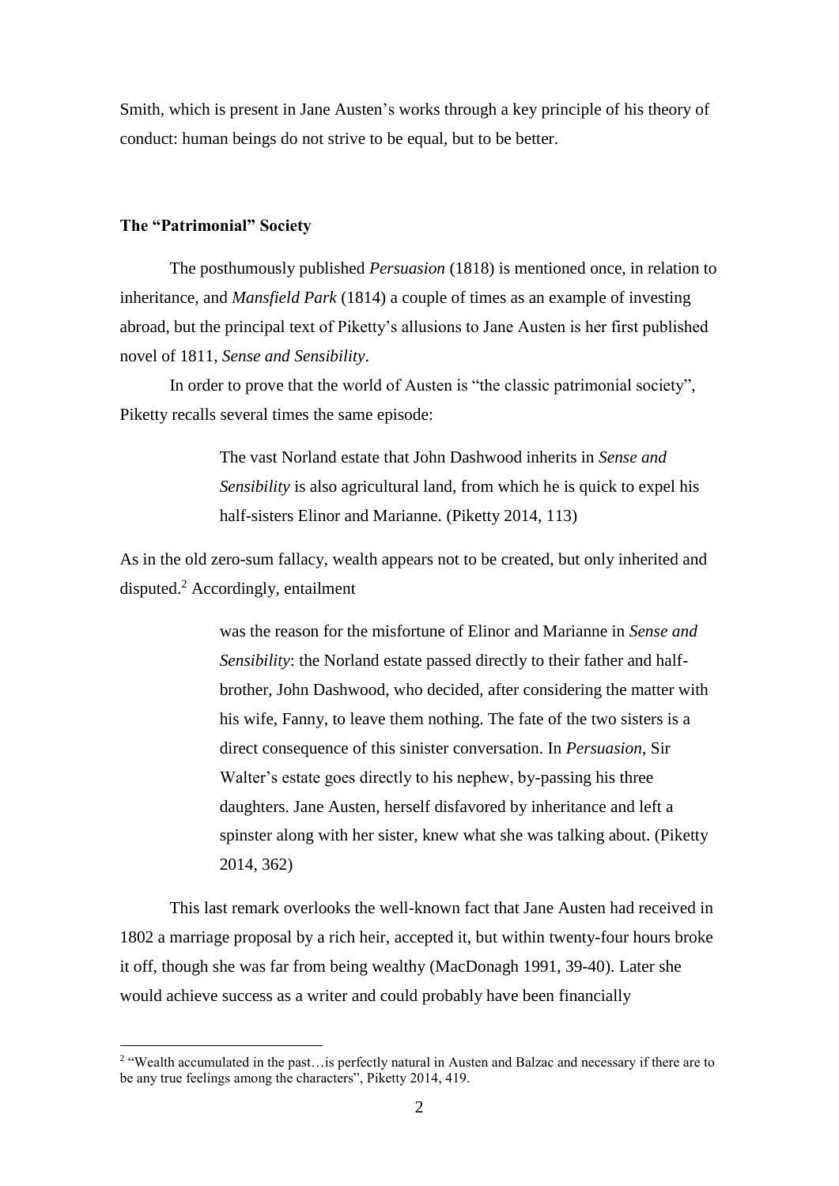Smith, which is present in Jane Austen's works through a key principle of his theory of conduct: human beings do not strive to be equal, but to be better.

## The "Patrimonial" Society

The posthumously published *Persuasion* (1818) is mentioned once, in relation to inheritance, and *Mansfield Park* (1814) a couple of times as an example of investing abroad, but the principal text of Piketty's allusions to Jane Austen is her first published novel of 1811, *Sense and Sensibility*.

In order to prove that the world of Austen is "the classic patrimonial society", Piketty recalls several times the same episode:

> The vast Norland estate that John Dashwood inherits in *Sense and Sensibility* is also agricultural land, from which he is quick to expel his half-sisters Elinor and Marianne. (Piketty 2014, 113)

As in the old zero-sum fallacy, wealth appears not to be created, but only inherited and disputed.[2] Accordingly, entailment

> was the reason for the misfortune of Elinor and Marianne in *Sense and Sensibility*: the Norland estate passed directly to their father and half-brother, John Dashwood, who decided, after considering the matter with his wife, Fanny, to leave them nothing. The fate of the two sisters is a direct consequence of this sinister conversation. In *Persuasion*, Sir Walter's estate goes directly to his nephew, by-passing his three daughters. Jane Austen, herself disfavored by inheritance and left a spinster along with her sister, knew what she was talking about. (Piketty 2014, 362)

This last remark overlooks the well-known fact that Jane Austen had received in 1802 a marriage proposal by a rich heir, accepted it, but within twenty-four hours broke it off, though she was far from being wealthy (MacDonagh 1991, 39-40). Later she would achieve success as a writer and could probably have been financially

---

[2] "Wealth accumulated in the past…is perfectly natural in Austen and Balzac and necessary if there are to be any true feelings among the characters", Piketty 2014, 419.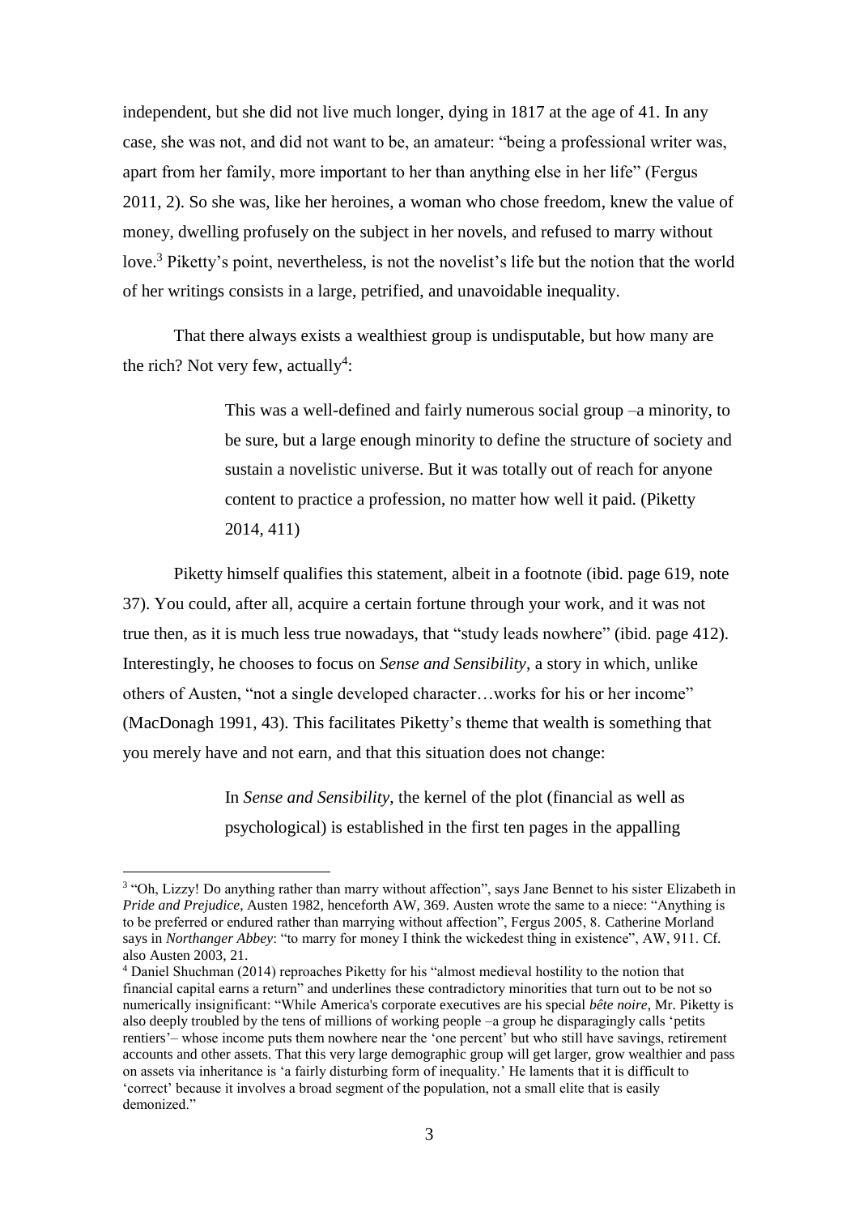independent, but she did not live much longer, dying in 1817 at the age of 41. In any case, she was not, and did not want to be, an amateur: "being a professional writer was, apart from her family, more important to her than anything else in her life" (Fergus 2011, 2). So she was, like her heroines, a woman who chose freedom, knew the value of money, dwelling profusely on the subject in her novels, and refused to marry without love.[3] Piketty's point, nevertheless, is not the novelist's life but the notion that the world of her writings consists in a large, petrified, and unavoidable inequality.

That there always exists a wealthiest group is undisputable, but how many are the rich? Not very few, actually[4]:

> This was a well-defined and fairly numerous social group –a minority, to be sure, but a large enough minority to define the structure of society and sustain a novelistic universe. But it was totally out of reach for anyone content to practice a profession, no matter how well it paid. (Piketty 2014, 411)

Piketty himself qualifies this statement, albeit in a footnote (ibid. page 619, note 37). You could, after all, acquire a certain fortune through your work, and it was not true then, as it is much less true nowadays, that "study leads nowhere" (ibid. page 412). Interestingly, he chooses to focus on *Sense and Sensibility*, a story in which, unlike others of Austen, "not a single developed character…works for his or her income" (MacDonagh 1991, 43). This facilitates Piketty's theme that wealth is something that you merely have and not earn, and that this situation does not change:

> In *Sense and Sensibility*, the kernel of the plot (financial as well as psychological) is established in the first ten pages in the appalling

[3] "Oh, Lizzy! Do anything rather than marry without affection", says Jane Bennet to his sister Elizabeth in *Pride and Prejudice*, Austen 1982, henceforth AW, 369. Austen wrote the same to a niece: "Anything is to be preferred or endured rather than marrying without affection", Fergus 2005, 8. Catherine Morland says in *Northanger Abbey*: "to marry for money I think the wickedest thing in existence", AW, 911. Cf. also Austen 2003, 21.

[4] Daniel Shuchman (2014) reproaches Piketty for his "almost medieval hostility to the notion that financial capital earns a return" and underlines these contradictory minorities that turn out to be not so numerically insignificant: "While America's corporate executives are his special *bête noire*, Mr. Piketty is also deeply troubled by the tens of millions of working people –a group he disparagingly calls 'petits rentiers'– whose income puts them nowhere near the 'one percent' but who still have savings, retirement accounts and other assets. That this very large demographic group will get larger, grow wealthier and pass on assets via inheritance is 'a fairly disturbing form of inequality.' He laments that it is difficult to 'correct' because it involves a broad segment of the population, not a small elite that is easily demonized."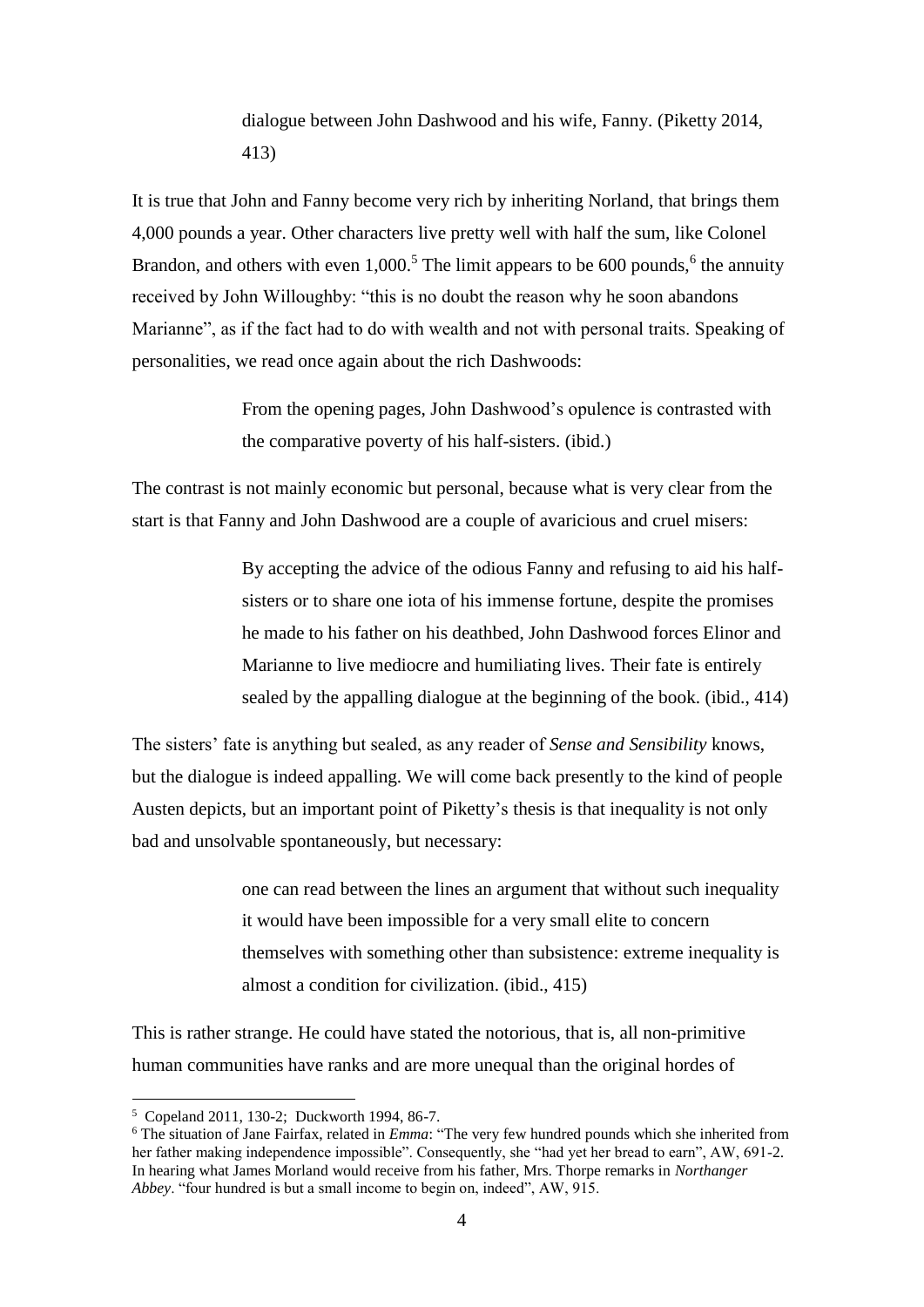> dialogue between John Dashwood and his wife, Fanny. (Piketty 2014, 413)

It is true that John and Fanny become very rich by inheriting Norland, that brings them 4,000 pounds a year. Other characters live pretty well with half the sum, like Colonel Brandon, and others with even 1,000.[5] The limit appears to be 600 pounds,[6] the annuity received by John Willoughby: "this is no doubt the reason why he soon abandons Marianne", as if the fact had to do with wealth and not with personal traits. Speaking of personalities, we read once again about the rich Dashwoods:

> From the opening pages, John Dashwood's opulence is contrasted with the comparative poverty of his half-sisters. (ibid.)

The contrast is not mainly economic but personal, because what is very clear from the start is that Fanny and John Dashwood are a couple of avaricious and cruel misers:

> By accepting the advice of the odious Fanny and refusing to aid his half-sisters or to share one iota of his immense fortune, despite the promises he made to his father on his deathbed, John Dashwood forces Elinor and Marianne to live mediocre and humiliating lives. Their fate is entirely sealed by the appalling dialogue at the beginning of the book. (ibid., 414)

The sisters' fate is anything but sealed, as any reader of *Sense and Sensibility* knows, but the dialogue is indeed appalling. We will come back presently to the kind of people Austen depicts, but an important point of Piketty's thesis is that inequality is not only bad and unsolvable spontaneously, but necessary:

> one can read between the lines an argument that without such inequality it would have been impossible for a very small elite to concern themselves with something other than subsistence: extreme inequality is almost a condition for civilization. (ibid., 415)

This is rather strange. He could have stated the notorious, that is, all non-primitive human communities have ranks and are more unequal than the original hordes of

---

[5] Copeland 2011, 130-2; Duckworth 1994, 86-7.

[6] The situation of Jane Fairfax, related in *Emma*: "The very few hundred pounds which she inherited from her father making independence impossible". Consequently, she "had yet her bread to earn", AW, 691-2. In hearing what James Morland would receive from his father, Mrs. Thorpe remarks in *Northanger Abbey*. "four hundred is but a small income to begin on, indeed", AW, 915.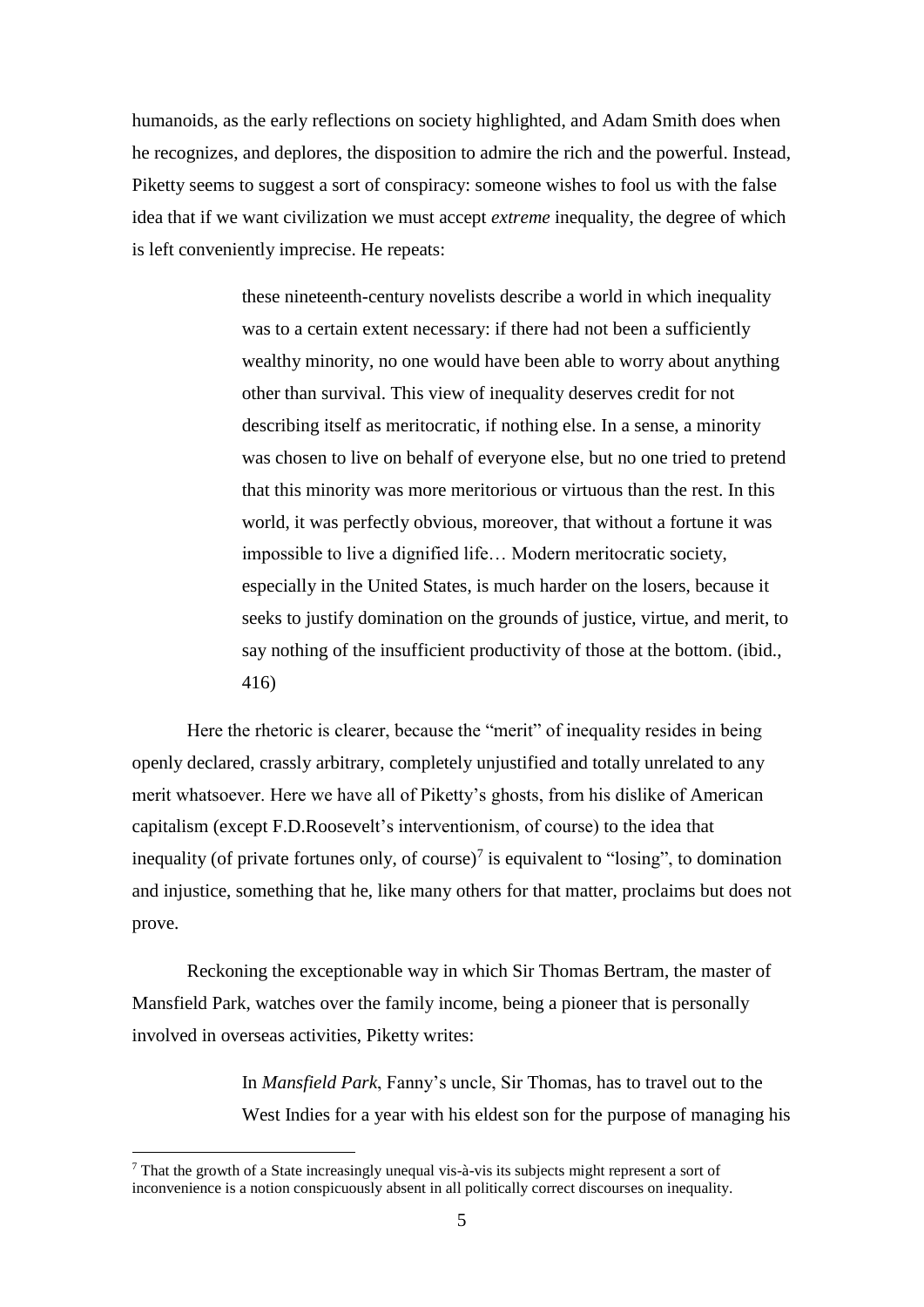humanoids, as the early reflections on society highlighted, and Adam Smith does when he recognizes, and deplores, the disposition to admire the rich and the powerful. Instead, Piketty seems to suggest a sort of conspiracy: someone wishes to fool us with the false idea that if we want civilization we must accept *extreme* inequality, the degree of which is left conveniently imprecise. He repeats:

> these nineteenth-century novelists describe a world in which inequality was to a certain extent necessary: if there had not been a sufficiently wealthy minority, no one would have been able to worry about anything other than survival. This view of inequality deserves credit for not describing itself as meritocratic, if nothing else. In a sense, a minority was chosen to live on behalf of everyone else, but no one tried to pretend that this minority was more meritorious or virtuous than the rest. In this world, it was perfectly obvious, moreover, that without a fortune it was impossible to live a dignified life… Modern meritocratic society, especially in the United States, is much harder on the losers, because it seeks to justify domination on the grounds of justice, virtue, and merit, to say nothing of the insufficient productivity of those at the bottom. (ibid., 416)

Here the rhetoric is clearer, because the "merit" of inequality resides in being openly declared, crassly arbitrary, completely unjustified and totally unrelated to any merit whatsoever. Here we have all of Piketty's ghosts, from his dislike of American capitalism (except F.D.Roosevelt's interventionism, of course) to the idea that inequality (of private fortunes only, of course)[7] is equivalent to "losing", to domination and injustice, something that he, like many others for that matter, proclaims but does not prove.

Reckoning the exceptionable way in which Sir Thomas Bertram, the master of Mansfield Park, watches over the family income, being a pioneer that is personally involved in overseas activities, Piketty writes:

> In *Mansfield Park*, Fanny's uncle, Sir Thomas, has to travel out to the West Indies for a year with his eldest son for the purpose of managing his

[7] That the growth of a State increasingly unequal vis-à-vis its subjects might represent a sort of inconvenience is a notion conspicuously absent in all politically correct discourses on inequality.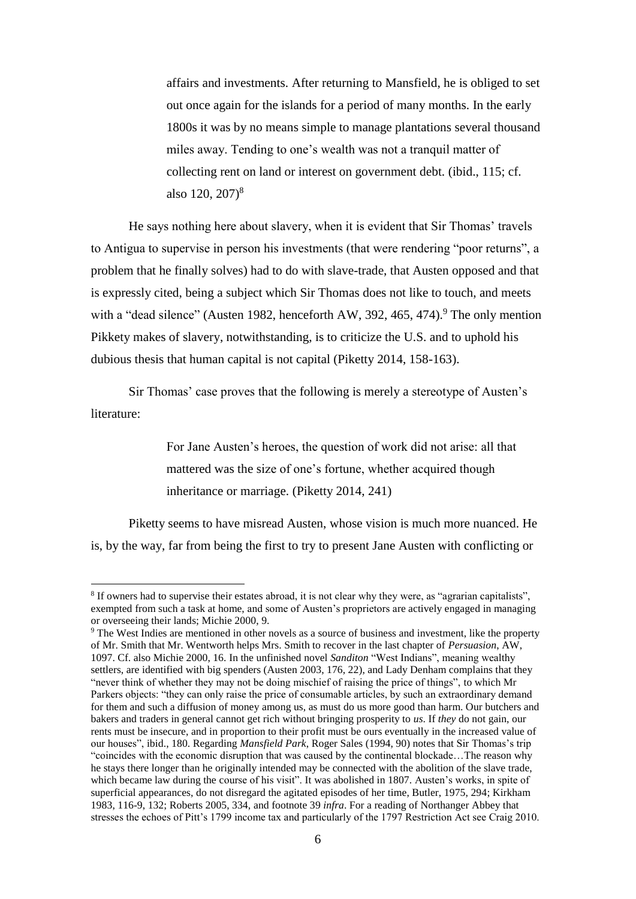> affairs and investments. After returning to Mansfield, he is obliged to set out once again for the islands for a period of many months. In the early 1800s it was by no means simple to manage plantations several thousand miles away. Tending to one's wealth was not a tranquil matter of collecting rent on land or interest on government debt. (ibid., 115; cf. also 120, 207)[8]

He says nothing here about slavery, when it is evident that Sir Thomas' travels to Antigua to supervise in person his investments (that were rendering "poor returns", a problem that he finally solves) had to do with slave-trade, that Austen opposed and that is expressly cited, being a subject which Sir Thomas does not like to touch, and meets with a "dead silence" (Austen 1982, henceforth AW, 392, 465, 474).[9] The only mention Pikkety makes of slavery, notwithstanding, is to criticize the U.S. and to uphold his dubious thesis that human capital is not capital (Piketty 2014, 158-163).

Sir Thomas' case proves that the following is merely a stereotype of Austen's literature:

> For Jane Austen's heroes, the question of work did not arise: all that mattered was the size of one's fortune, whether acquired though inheritance or marriage. (Piketty 2014, 241)

Piketty seems to have misread Austen, whose vision is much more nuanced. He is, by the way, far from being the first to try to present Jane Austen with conflicting or

---

[8] If owners had to supervise their estates abroad, it is not clear why they were, as "agrarian capitalists", exempted from such a task at home, and some of Austen's proprietors are actively engaged in managing or overseeing their lands; Michie 2000, 9.

[9] The West Indies are mentioned in other novels as a source of business and investment, like the property of Mr. Smith that Mr. Wentworth helps Mrs. Smith to recover in the last chapter of *Persuasion*, AW, 1097. Cf. also Michie 2000, 16. In the unfinished novel *Sanditon* "West Indians", meaning wealthy settlers, are identified with big spenders (Austen 2003, 176, 22), and Lady Denham complains that they "never think of whether they may not be doing mischief of raising the price of things", to which Mr Parkers objects: "they can only raise the price of consumable articles, by such an extraordinary demand for them and such a diffusion of money among us, as must do us more good than harm. Our butchers and bakers and traders in general cannot get rich without bringing prosperity to *us*. If *they* do not gain, our rents must be insecure, and in proportion to their profit must be ours eventually in the increased value of our houses", ibid., 180. Regarding *Mansfield Park*, Roger Sales (1994, 90) notes that Sir Thomas's trip "coincides with the economic disruption that was caused by the continental blockade…The reason why he stays there longer than he originally intended may be connected with the abolition of the slave trade, which became law during the course of his visit". It was abolished in 1807. Austen's works, in spite of superficial appearances, do not disregard the agitated episodes of her time, Butler, 1975, 294; Kirkham 1983, 116-9, 132; Roberts 2005, 334, and footnote 39 *infra*. For a reading of Northanger Abbey that stresses the echoes of Pitt's 1799 income tax and particularly of the 1797 Restriction Act see Craig 2010.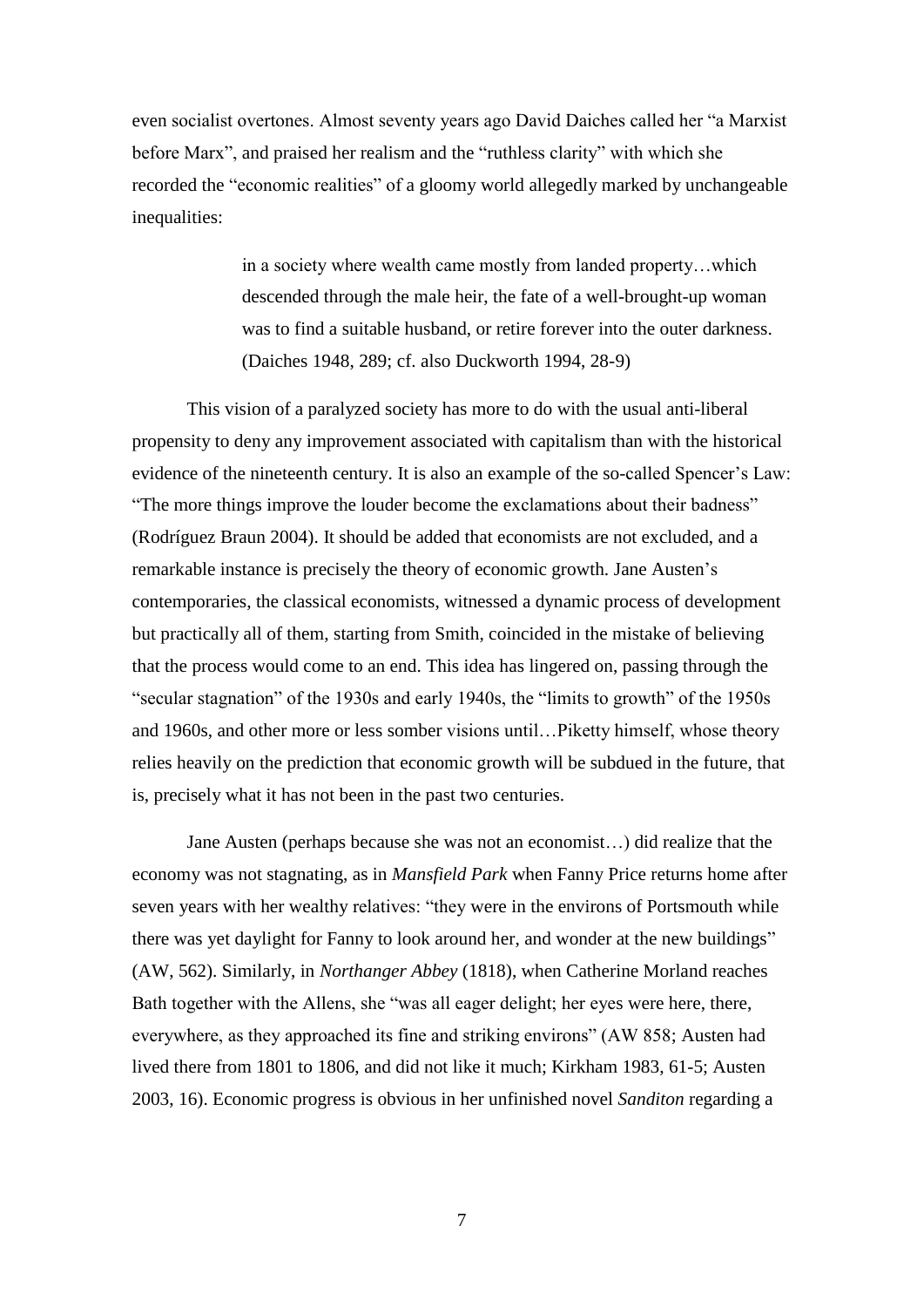even socialist overtones. Almost seventy years ago David Daiches called her "a Marxist before Marx", and praised her realism and the "ruthless clarity" with which she recorded the "economic realities" of a gloomy world allegedly marked by unchangeable inequalities:

> in a society where wealth came mostly from landed property…which descended through the male heir, the fate of a well-brought-up woman was to find a suitable husband, or retire forever into the outer darkness. (Daiches 1948, 289; cf. also Duckworth 1994, 28-9)

This vision of a paralyzed society has more to do with the usual anti-liberal propensity to deny any improvement associated with capitalism than with the historical evidence of the nineteenth century. It is also an example of the so-called Spencer's Law: "The more things improve the louder become the exclamations about their badness" (Rodríguez Braun 2004). It should be added that economists are not excluded, and a remarkable instance is precisely the theory of economic growth. Jane Austen's contemporaries, the classical economists, witnessed a dynamic process of development but practically all of them, starting from Smith, coincided in the mistake of believing that the process would come to an end. This idea has lingered on, passing through the "secular stagnation" of the 1930s and early 1940s, the "limits to growth" of the 1950s and 1960s, and other more or less somber visions until…Piketty himself, whose theory relies heavily on the prediction that economic growth will be subdued in the future, that is, precisely what it has not been in the past two centuries.

Jane Austen (perhaps because she was not an economist…) did realize that the economy was not stagnating, as in *Mansfield Park* when Fanny Price returns home after seven years with her wealthy relatives: "they were in the environs of Portsmouth while there was yet daylight for Fanny to look around her, and wonder at the new buildings" (AW, 562). Similarly, in *Northanger Abbey* (1818), when Catherine Morland reaches Bath together with the Allens, she "was all eager delight; her eyes were here, there, everywhere, as they approached its fine and striking environs" (AW 858; Austen had lived there from 1801 to 1806, and did not like it much; Kirkham 1983, 61-5; Austen 2003, 16). Economic progress is obvious in her unfinished novel *Sanditon* regarding a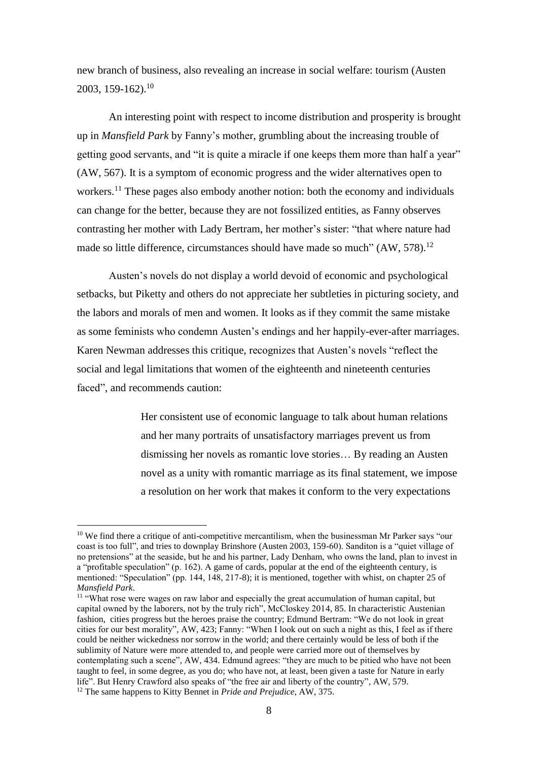new branch of business, also revealing an increase in social welfare: tourism (Austen 2003, 159-162).[10]

An interesting point with respect to income distribution and prosperity is brought up in *Mansfield Park* by Fanny's mother, grumbling about the increasing trouble of getting good servants, and "it is quite a miracle if one keeps them more than half a year" (AW, 567). It is a symptom of economic progress and the wider alternatives open to workers.[11] These pages also embody another notion: both the economy and individuals can change for the better, because they are not fossilized entities, as Fanny observes contrasting her mother with Lady Bertram, her mother's sister: "that where nature had made so little difference, circumstances should have made so much" (AW, 578).[12]

Austen's novels do not display a world devoid of economic and psychological setbacks, but Piketty and others do not appreciate her subtleties in picturing society, and the labors and morals of men and women. It looks as if they commit the same mistake as some feminists who condemn Austen's endings and her happily-ever-after marriages. Karen Newman addresses this critique, recognizes that Austen's novels "reflect the social and legal limitations that women of the eighteenth and nineteenth centuries faced", and recommends caution:

> Her consistent use of economic language to talk about human relations and her many portraits of unsatisfactory marriages prevent us from dismissing her novels as romantic love stories… By reading an Austen novel as a unity with romantic marriage as its final statement, we impose a resolution on her work that makes it conform to the very expectations

---

[10] We find there a critique of anti-competitive mercantilism, when the businessman Mr Parker says "our coast is too full", and tries to downplay Brinshore (Austen 2003, 159-60). Sanditon is a "quiet village of no pretensions" at the seaside, but he and his partner, Lady Denham, who owns the land, plan to invest in a "profitable speculation" (p. 162). A game of cards, popular at the end of the eighteenth century, is mentioned: "Speculation" (pp. 144, 148, 217-8); it is mentioned, together with whist, on chapter 25 of *Mansfield Park*.

[11] "What rose were wages on raw labor and especially the great accumulation of human capital, but capital owned by the laborers, not by the truly rich", McCloskey 2014, 85. In characteristic Austenian fashion, cities progress but the heroes praise the country; Edmund Bertram: "We do not look in great cities for our best morality", AW, 423; Fanny: "When I look out on such a night as this, I feel as if there could be neither wickedness nor sorrow in the world; and there certainly would be less of both if the sublimity of Nature were more attended to, and people were carried more out of themselves by contemplating such a scene", AW, 434. Edmund agrees: "they are much to be pitied who have not been taught to feel, in some degree, as you do; who have not, at least, been given a taste for Nature in early life". But Henry Crawford also speaks of "the free air and liberty of the country", AW, 579.

[12] The same happens to Kitty Bennet in *Pride and Prejudice*, AW, 375.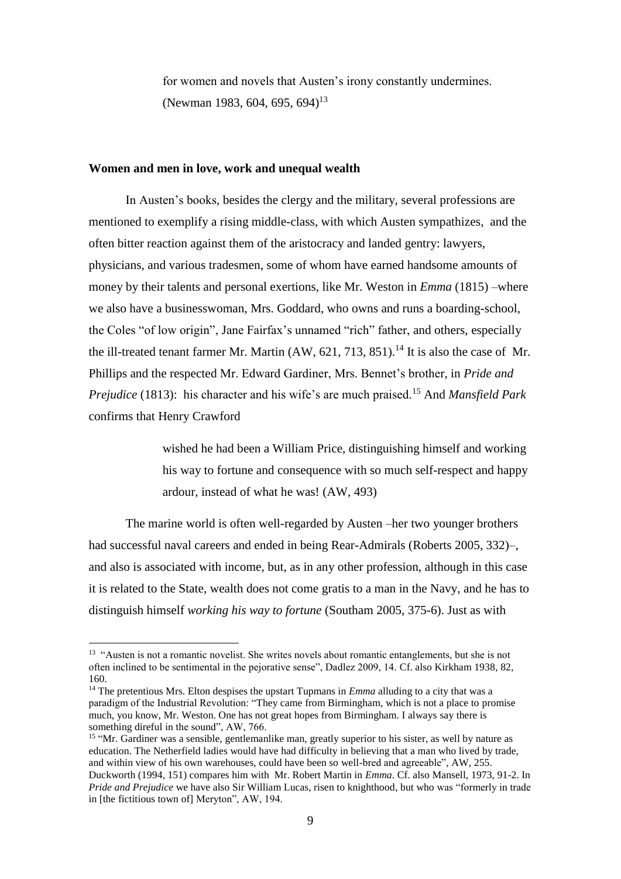> for women and novels that Austen's irony constantly undermines. (Newman 1983, 604, 695, 694)[13]

### **Women and men in love, work and unequal wealth**

In Austen's books, besides the clergy and the military, several professions are mentioned to exemplify a rising middle-class, with which Austen sympathizes, and the often bitter reaction against them of the aristocracy and landed gentry: lawyers, physicians, and various tradesmen, some of whom have earned handsome amounts of money by their talents and personal exertions, like Mr. Weston in *Emma* (1815) –where we also have a businesswoman, Mrs. Goddard, who owns and runs a boarding-school, the Coles "of low origin", Jane Fairfax's unnamed "rich" father, and others, especially the ill-treated tenant farmer Mr. Martin (AW, 621, 713, 851).[14] It is also the case of Mr. Phillips and the respected Mr. Edward Gardiner, Mrs. Bennet's brother, in *Pride and Prejudice* (1813): his character and his wife's are much praised.[15] And *Mansfield Park* confirms that Henry Crawford

> wished he had been a William Price, distinguishing himself and working his way to fortune and consequence with so much self-respect and happy ardour, instead of what he was! (AW, 493)

The marine world is often well-regarded by Austen –her two younger brothers had successful naval careers and ended in being Rear-Admirals (Roberts 2005, 332)–, and also is associated with income, but, as in any other profession, although in this case it is related to the State, wealth does not come gratis to a man in the Navy, and he has to distinguish himself *working his way to fortune* (Southam 2005, 375-6). Just as with

---

[13] "Austen is not a romantic novelist. She writes novels about romantic entanglements, but she is not often inclined to be sentimental in the pejorative sense", Dadlez 2009, 14. Cf. also Kirkham 1938, 82, 160.

[14] The pretentious Mrs. Elton despises the upstart Tupmans in *Emma* alluding to a city that was a paradigm of the Industrial Revolution: "They came from Birmingham, which is not a place to promise much, you know, Mr. Weston. One has not great hopes from Birmingham. I always say there is something direful in the sound", AW, 766.

[15] "Mr. Gardiner was a sensible, gentlemanlike man, greatly superior to his sister, as well by nature as education. The Netherfield ladies would have had difficulty in believing that a man who lived by trade, and within view of his own warehouses, could have been so well-bred and agreeable", AW, 255. Duckworth (1994, 151) compares him with Mr. Robert Martin in *Emma*. Cf. also Mansell, 1973, 91-2. In *Pride and Prejudice* we have also Sir William Lucas, risen to knighthood, but who was "formerly in trade in [the fictitious town of] Meryton", AW, 194.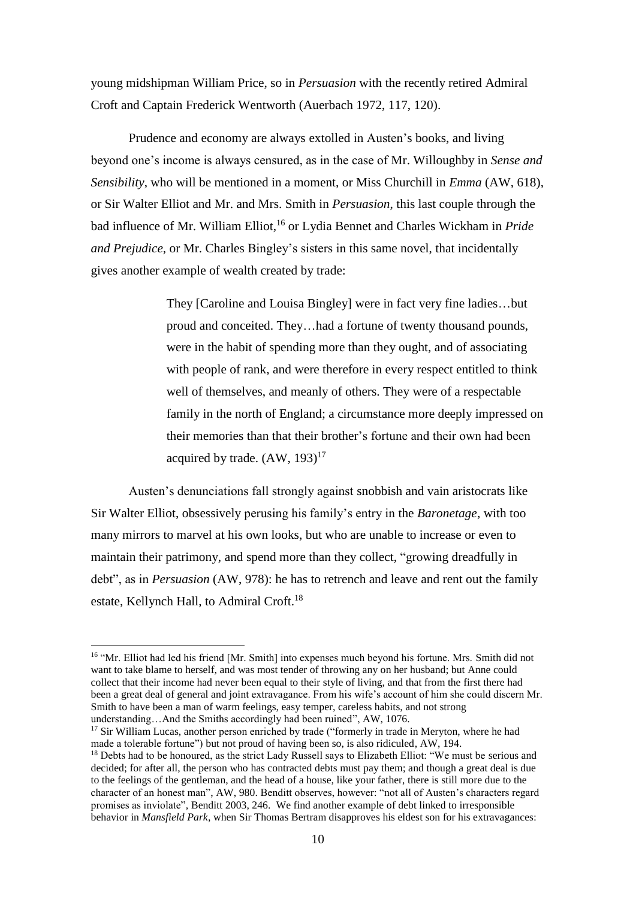young midshipman William Price, so in *Persuasion* with the recently retired Admiral Croft and Captain Frederick Wentworth (Auerbach 1972, 117, 120).

Prudence and economy are always extolled in Austen's books, and living beyond one's income is always censured, as in the case of Mr. Willoughby in *Sense and Sensibility*, who will be mentioned in a moment, or Miss Churchill in *Emma* (AW, 618), or Sir Walter Elliot and Mr. and Mrs. Smith in *Persuasion*, this last couple through the bad influence of Mr. William Elliot,[16] or Lydia Bennet and Charles Wickham in *Pride and Prejudice*, or Mr. Charles Bingley's sisters in this same novel, that incidentally gives another example of wealth created by trade:

> They [Caroline and Louisa Bingley] were in fact very fine ladies…but proud and conceited. They…had a fortune of twenty thousand pounds, were in the habit of spending more than they ought, and of associating with people of rank, and were therefore in every respect entitled to think well of themselves, and meanly of others. They were of a respectable family in the north of England; a circumstance more deeply impressed on their memories than that their brother's fortune and their own had been acquired by trade. (AW, 193)[17]

Austen's denunciations fall strongly against snobbish and vain aristocrats like Sir Walter Elliot, obsessively perusing his family's entry in the *Baronetage*, with too many mirrors to marvel at his own looks, but who are unable to increase or even to maintain their patrimony, and spend more than they collect, "growing dreadfully in debt", as in *Persuasion* (AW, 978): he has to retrench and leave and rent out the family estate, Kellynch Hall, to Admiral Croft.[18]

---

[16] "Mr. Elliot had led his friend [Mr. Smith] into expenses much beyond his fortune. Mrs. Smith did not want to take blame to herself, and was most tender of throwing any on her husband; but Anne could collect that their income had never been equal to their style of living, and that from the first there had been a great deal of general and joint extravagance. From his wife's account of him she could discern Mr. Smith to have been a man of warm feelings, easy temper, careless habits, and not strong understanding…And the Smiths accordingly had been ruined", AW, 1076.

[17] Sir William Lucas, another person enriched by trade ("formerly in trade in Meryton, where he had made a tolerable fortune") but not proud of having been so, is also ridiculed, AW, 194.

[18] Debts had to be honoured, as the strict Lady Russell says to Elizabeth Elliot: "We must be serious and decided; for after all, the person who has contracted debts must pay them; and though a great deal is due to the feelings of the gentleman, and the head of a house, like your father, there is still more due to the character of an honest man", AW, 980. Benditt observes, however: "not all of Austen's characters regard promises as inviolate", Benditt 2003, 246. We find another example of debt linked to irresponsible behavior in *Mansfield Park*, when Sir Thomas Bertram disapproves his eldest son for his extravagances: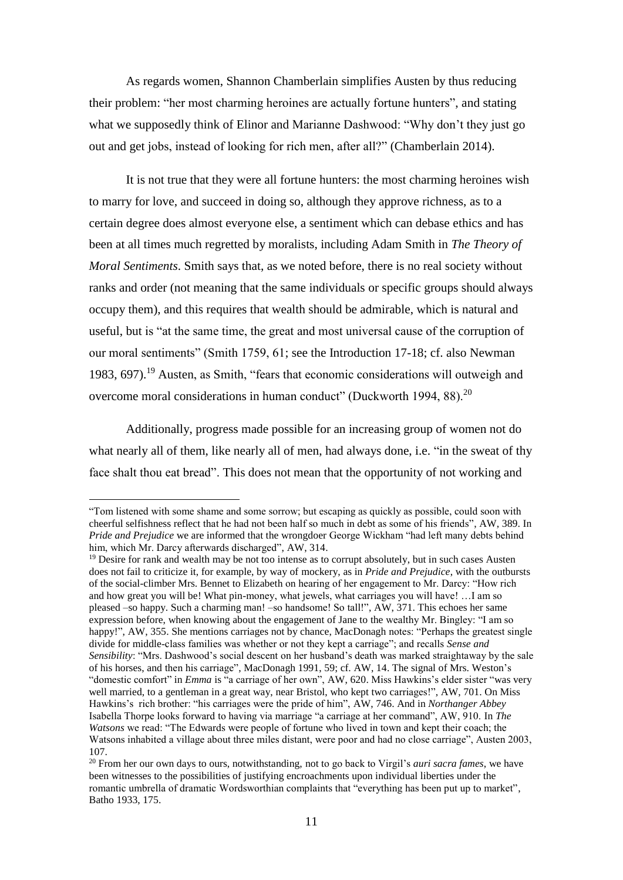As regards women, Shannon Chamberlain simplifies Austen by thus reducing their problem: "her most charming heroines are actually fortune hunters", and stating what we supposedly think of Elinor and Marianne Dashwood: "Why don't they just go out and get jobs, instead of looking for rich men, after all?" (Chamberlain 2014).

It is not true that they were all fortune hunters: the most charming heroines wish to marry for love, and succeed in doing so, although they approve richness, as to a certain degree does almost everyone else, a sentiment which can debase ethics and has been at all times much regretted by moralists, including Adam Smith in *The Theory of Moral Sentiments*. Smith says that, as we noted before, there is no real society without ranks and order (not meaning that the same individuals or specific groups should always occupy them), and this requires that wealth should be admirable, which is natural and useful, but is "at the same time, the great and most universal cause of the corruption of our moral sentiments" (Smith 1759, 61; see the Introduction 17-18; cf. also Newman 1983, 697).[19] Austen, as Smith, "fears that economic considerations will outweigh and overcome moral considerations in human conduct" (Duckworth 1994, 88).[20]

Additionally, progress made possible for an increasing group of women not do what nearly all of them, like nearly all of men, had always done, i.e. "in the sweat of thy face shalt thou eat bread". This does not mean that the opportunity of not working and

---

"Tom listened with some shame and some sorrow; but escaping as quickly as possible, could soon with cheerful selfishness reflect that he had not been half so much in debt as some of his friends", AW, 389. In *Pride and Prejudice* we are informed that the wrongdoer George Wickham "had left many debts behind him, which Mr. Darcy afterwards discharged", AW, 314.

[19] Desire for rank and wealth may be not too intense as to corrupt absolutely, but in such cases Austen does not fail to criticize it, for example, by way of mockery, as in *Pride and Prejudice*, with the outbursts of the social-climber Mrs. Bennet to Elizabeth on hearing of her engagement to Mr. Darcy: "How rich and how great you will be! What pin-money, what jewels, what carriages you will have! …I am so pleased –so happy. Such a charming man! –so handsome! So tall!", AW, 371. This echoes her same expression before, when knowing about the engagement of Jane to the wealthy Mr. Bingley: "I am so happy!", AW, 355. She mentions carriages not by chance, MacDonagh notes: "Perhaps the greatest single divide for middle-class families was whether or not they kept a carriage"; and recalls *Sense and Sensibility*: "Mrs. Dashwood's social descent on her husband's death was marked straightaway by the sale of his horses, and then his carriage", MacDonagh 1991, 59; cf. AW, 14. The signal of Mrs. Weston's "domestic comfort" in *Emma* is "a carriage of her own", AW, 620. Miss Hawkins's elder sister "was very well married, to a gentleman in a great way, near Bristol, who kept two carriages!", AW, 701. On Miss Hawkins's rich brother: "his carriages were the pride of him", AW, 746. And in *Northanger Abbey* Isabella Thorpe looks forward to having via marriage "a carriage at her command", AW, 910. In *The Watsons* we read: "The Edwards were people of fortune who lived in town and kept their coach; the Watsons inhabited a village about three miles distant, were poor and had no close carriage", Austen 2003, 107.

[20] From her our own days to ours, notwithstanding, not to go back to Virgil's *auri sacra fames*, we have been witnesses to the possibilities of justifying encroachments upon individual liberties under the romantic umbrella of dramatic Wordsworthian complaints that "everything has been put up to market", Batho 1933, 175.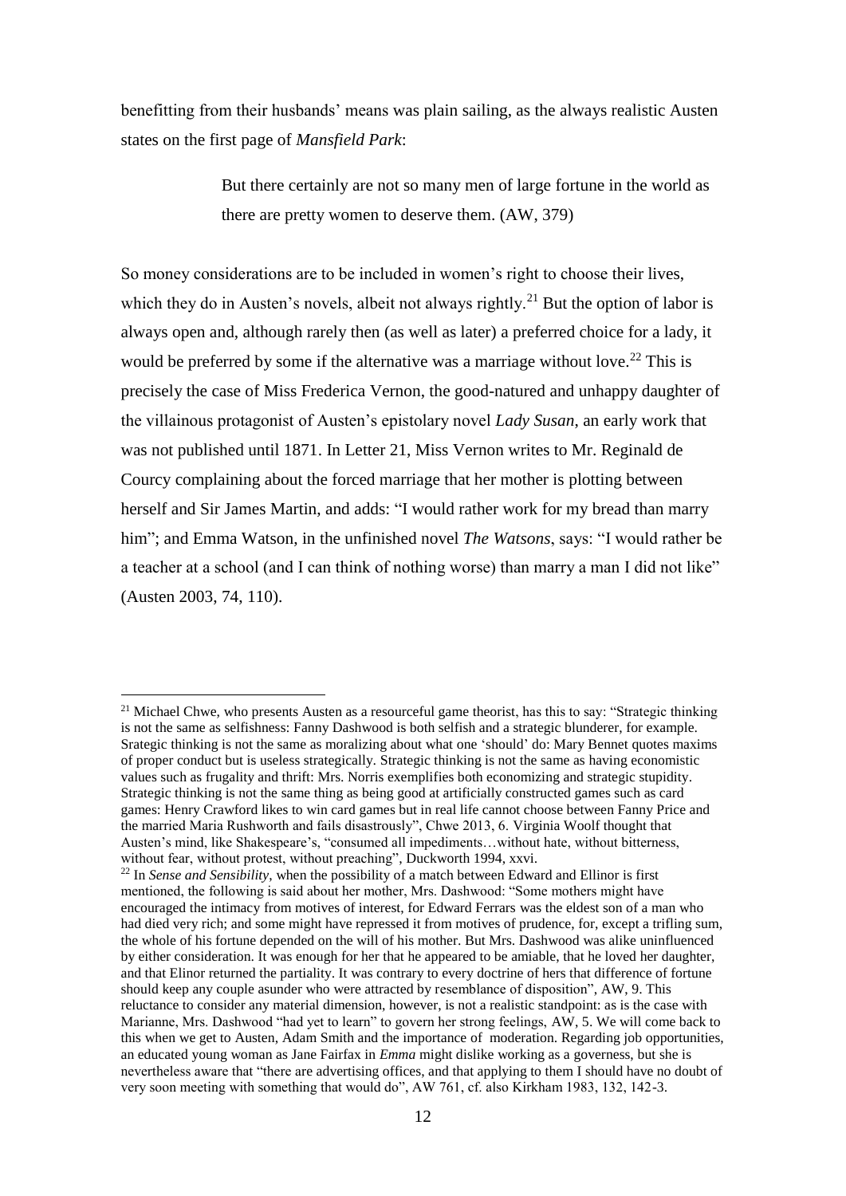benefitting from their husbands' means was plain sailing, as the always realistic Austen states on the first page of *Mansfield Park*:

> But there certainly are not so many men of large fortune in the world as there are pretty women to deserve them. (AW, 379)

So money considerations are to be included in women's right to choose their lives, which they do in Austen's novels, albeit not always rightly.[21] But the option of labor is always open and, although rarely then (as well as later) a preferred choice for a lady, it would be preferred by some if the alternative was a marriage without love.[22] This is precisely the case of Miss Frederica Vernon, the good-natured and unhappy daughter of the villainous protagonist of Austen's epistolary novel *Lady Susan*, an early work that was not published until 1871. In Letter 21, Miss Vernon writes to Mr. Reginald de Courcy complaining about the forced marriage that her mother is plotting between herself and Sir James Martin, and adds: "I would rather work for my bread than marry him"; and Emma Watson, in the unfinished novel *The Watsons*, says: "I would rather be a teacher at a school (and I can think of nothing worse) than marry a man I did not like" (Austen 2003, 74, 110).

---

[21] Michael Chwe, who presents Austen as a resourceful game theorist, has this to say: "Strategic thinking is not the same as selfishness: Fanny Dashwood is both selfish and a strategic blunderer, for example. Srategic thinking is not the same as moralizing about what one 'should' do: Mary Bennet quotes maxims of proper conduct but is useless strategically. Strategic thinking is not the same as having economistic values such as frugality and thrift: Mrs. Norris exemplifies both economizing and strategic stupidity. Strategic thinking is not the same thing as being good at artificially constructed games such as card games: Henry Crawford likes to win card games but in real life cannot choose between Fanny Price and the married Maria Rushworth and fails disastrously", Chwe 2013, 6. Virginia Woolf thought that Austen's mind, like Shakespeare's, "consumed all impediments…without hate, without bitterness, without fear, without protest, without preaching", Duckworth 1994, xxvi.

[22] In *Sense and Sensibility*, when the possibility of a match between Edward and Ellinor is first mentioned, the following is said about her mother, Mrs. Dashwood: "Some mothers might have encouraged the intimacy from motives of interest, for Edward Ferrars was the eldest son of a man who had died very rich; and some might have repressed it from motives of prudence, for, except a trifling sum, the whole of his fortune depended on the will of his mother. But Mrs. Dashwood was alike uninfluenced by either consideration. It was enough for her that he appeared to be amiable, that he loved her daughter, and that Elinor returned the partiality. It was contrary to every doctrine of hers that difference of fortune should keep any couple asunder who were attracted by resemblance of disposition", AW, 9. This reluctance to consider any material dimension, however, is not a realistic standpoint: as is the case with Marianne, Mrs. Dashwood "had yet to learn" to govern her strong feelings, AW, 5. We will come back to this when we get to Austen, Adam Smith and the importance of moderation. Regarding job opportunities, an educated young woman as Jane Fairfax in *Emma* might dislike working as a governess, but she is nevertheless aware that "there are advertising offices, and that applying to them I should have no doubt of very soon meeting with something that would do", AW 761, cf. also Kirkham 1983, 132, 142-3.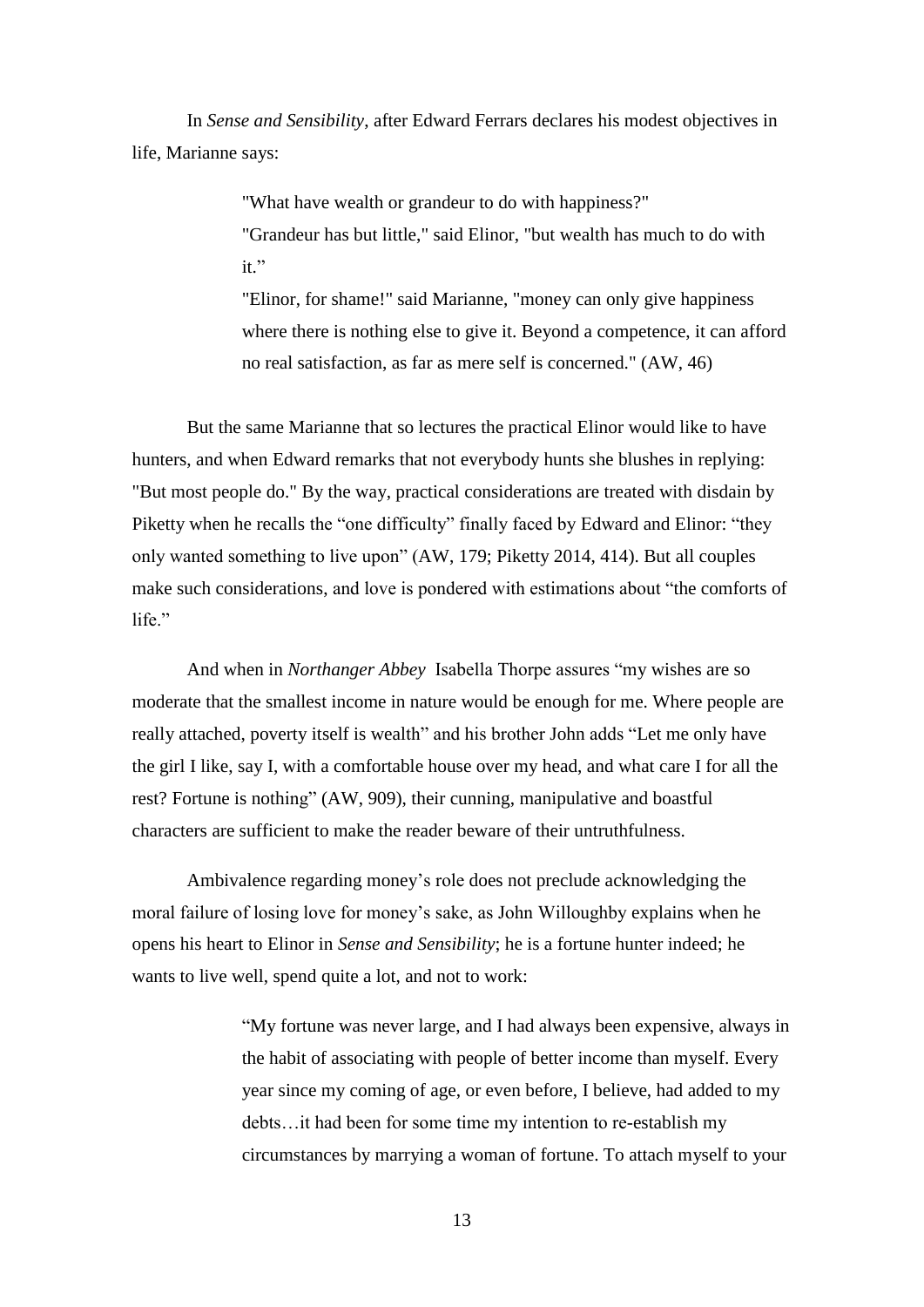In *Sense and Sensibility*, after Edward Ferrars declares his modest objectives in life, Marianne says:

> "What have wealth or grandeur to do with happiness?"
> "Grandeur has but little," said Elinor, "but wealth has much to do with it."
> "Elinor, for shame!" said Marianne, "money can only give happiness where there is nothing else to give it. Beyond a competence, it can afford no real satisfaction, as far as mere self is concerned." (AW, 46)

But the same Marianne that so lectures the practical Elinor would like to have hunters, and when Edward remarks that not everybody hunts she blushes in replying: "But most people do." By the way, practical considerations are treated with disdain by Piketty when he recalls the "one difficulty" finally faced by Edward and Elinor: "they only wanted something to live upon" (AW, 179; Piketty 2014, 414). But all couples make such considerations, and love is pondered with estimations about "the comforts of life."

And when in *Northanger Abbey* Isabella Thorpe assures "my wishes are so moderate that the smallest income in nature would be enough for me. Where people are really attached, poverty itself is wealth" and his brother John adds "Let me only have the girl I like, say I, with a comfortable house over my head, and what care I for all the rest? Fortune is nothing" (AW, 909), their cunning, manipulative and boastful characters are sufficient to make the reader beware of their untruthfulness.

Ambivalence regarding money's role does not preclude acknowledging the moral failure of losing love for money's sake, as John Willoughby explains when he opens his heart to Elinor in *Sense and Sensibility*; he is a fortune hunter indeed; he wants to live well, spend quite a lot, and not to work:

> "My fortune was never large, and I had always been expensive, always in the habit of associating with people of better income than myself. Every year since my coming of age, or even before, I believe, had added to my debts…it had been for some time my intention to re-establish my circumstances by marrying a woman of fortune. To attach myself to your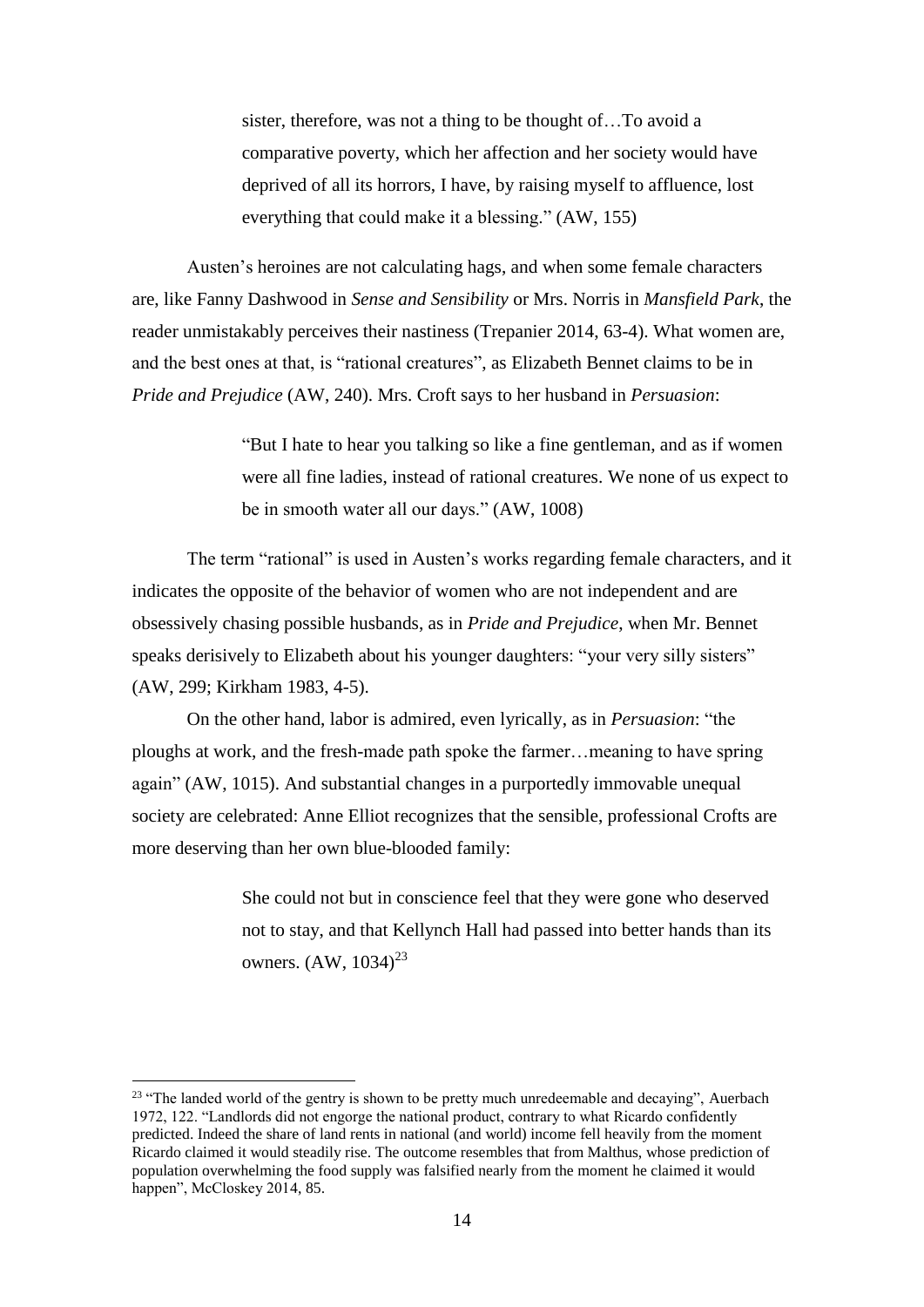> sister, therefore, was not a thing to be thought of…To avoid a comparative poverty, which her affection and her society would have deprived of all its horrors, I have, by raising myself to affluence, lost everything that could make it a blessing." (AW, 155)

Austen's heroines are not calculating hags, and when some female characters are, like Fanny Dashwood in *Sense and Sensibility* or Mrs. Norris in *Mansfield Park*, the reader unmistakably perceives their nastiness (Trepanier 2014, 63-4). What women are, and the best ones at that, is "rational creatures", as Elizabeth Bennet claims to be in *Pride and Prejudice* (AW, 240). Mrs. Croft says to her husband in *Persuasion*:

> "But I hate to hear you talking so like a fine gentleman, and as if women were all fine ladies, instead of rational creatures. We none of us expect to be in smooth water all our days." (AW, 1008)

The term "rational" is used in Austen's works regarding female characters, and it indicates the opposite of the behavior of women who are not independent and are obsessively chasing possible husbands, as in *Pride and Prejudice*, when Mr. Bennet speaks derisively to Elizabeth about his younger daughters: "your very silly sisters" (AW, 299; Kirkham 1983, 4-5).

On the other hand, labor is admired, even lyrically, as in *Persuasion*: "the ploughs at work, and the fresh-made path spoke the farmer…meaning to have spring again" (AW, 1015). And substantial changes in a purportedly immovable unequal society are celebrated: Anne Elliot recognizes that the sensible, professional Crofts are more deserving than her own blue-blooded family:

> She could not but in conscience feel that they were gone who deserved not to stay, and that Kellynch Hall had passed into better hands than its owners. (AW, 1034)[23]

---

[23] "The landed world of the gentry is shown to be pretty much unredeemable and decaying", Auerbach 1972, 122. "Landlords did not engorge the national product, contrary to what Ricardo confidently predicted. Indeed the share of land rents in national (and world) income fell heavily from the moment Ricardo claimed it would steadily rise. The outcome resembles that from Malthus, whose prediction of population overwhelming the food supply was falsified nearly from the moment he claimed it would happen", McCloskey 2014, 85.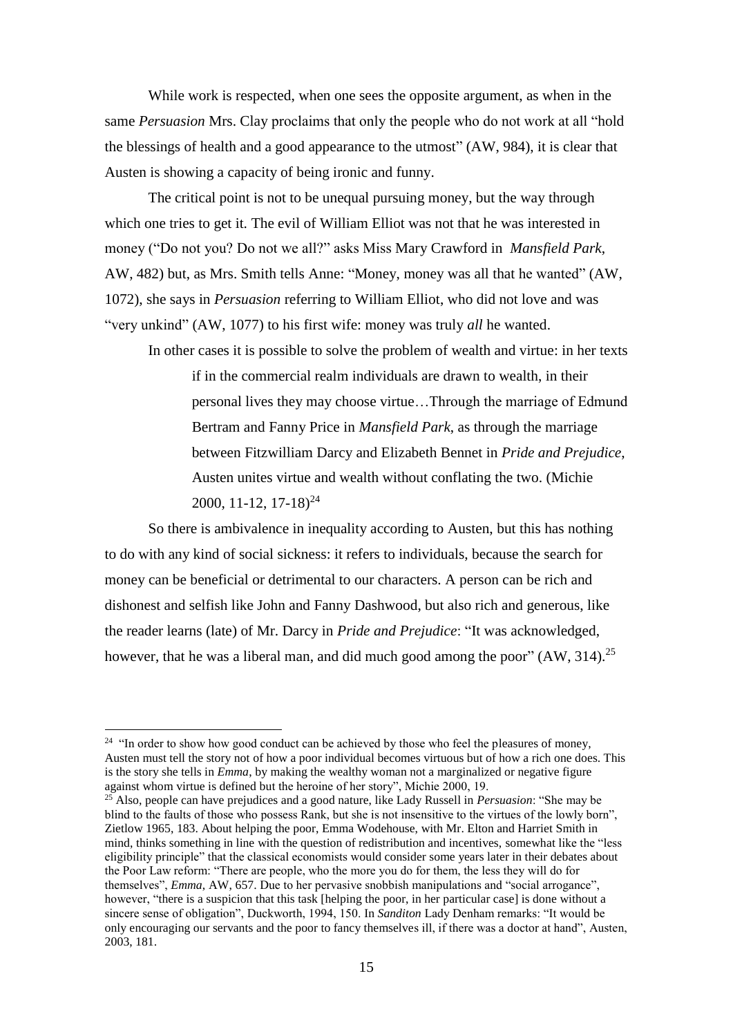While work is respected, when one sees the opposite argument, as when in the same *Persuasion* Mrs. Clay proclaims that only the people who do not work at all "hold the blessings of health and a good appearance to the utmost" (AW, 984), it is clear that Austen is showing a capacity of being ironic and funny.

The critical point is not to be unequal pursuing money, but the way through which one tries to get it. The evil of William Elliot was not that he was interested in money ("Do not you? Do not we all?" asks Miss Mary Crawford in *Mansfield Park*, AW, 482) but, as Mrs. Smith tells Anne: "Money, money was all that he wanted" (AW, 1072), she says in *Persuasion* referring to William Elliot, who did not love and was "very unkind" (AW, 1077) to his first wife: money was truly *all* he wanted.

In other cases it is possible to solve the problem of wealth and virtue: in her texts

> if in the commercial realm individuals are drawn to wealth, in their personal lives they may choose virtue…Through the marriage of Edmund Bertram and Fanny Price in *Mansfield Park*, as through the marriage between Fitzwilliam Darcy and Elizabeth Bennet in *Pride and Prejudice*, Austen unites virtue and wealth without conflating the two. (Michie 2000, 11-12, 17-18)[24]

So there is ambivalence in inequality according to Austen, but this has nothing to do with any kind of social sickness: it refers to individuals, because the search for money can be beneficial or detrimental to our characters. A person can be rich and dishonest and selfish like John and Fanny Dashwood, but also rich and generous, like the reader learns (late) of Mr. Darcy in *Pride and Prejudice*: "It was acknowledged, however, that he was a liberal man, and did much good among the poor" (AW, 314).[25]

---

[24] "In order to show how good conduct can be achieved by those who feel the pleasures of money, Austen must tell the story not of how a poor individual becomes virtuous but of how a rich one does. This is the story she tells in *Emma*, by making the wealthy woman not a marginalized or negative figure against whom virtue is defined but the heroine of her story", Michie 2000, 19.

[25] Also, people can have prejudices and a good nature, like Lady Russell in *Persuasion*: "She may be blind to the faults of those who possess Rank, but she is not insensitive to the virtues of the lowly born", Zietlow 1965, 183. About helping the poor, Emma Wodehouse, with Mr. Elton and Harriet Smith in mind, thinks something in line with the question of redistribution and incentives, somewhat like the "less eligibility principle" that the classical economists would consider some years later in their debates about the Poor Law reform: "There are people, who the more you do for them, the less they will do for themselves", *Emma*, AW, 657. Due to her pervasive snobbish manipulations and "social arrogance", however, "there is a suspicion that this task [helping the poor, in her particular case] is done without a sincere sense of obligation", Duckworth, 1994, 150. In *Sanditon* Lady Denham remarks: "It would be only encouraging our servants and the poor to fancy themselves ill, if there was a doctor at hand", Austen, 2003, 181.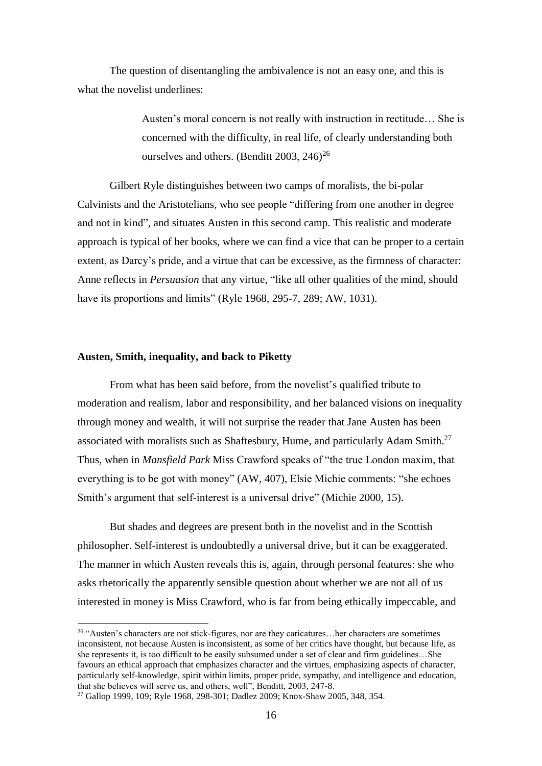The question of disentangling the ambivalence is not an easy one, and this is what the novelist underlines:

> Austen's moral concern is not really with instruction in rectitude… She is concerned with the difficulty, in real life, of clearly understanding both ourselves and others. (Benditt 2003, 246)[26]

Gilbert Ryle distinguishes between two camps of moralists, the bi-polar Calvinists and the Aristotelians, who see people "differing from one another in degree and not in kind", and situates Austen in this second camp. This realistic and moderate approach is typical of her books, where we can find a vice that can be proper to a certain extent, as Darcy's pride, and a virtue that can be excessive, as the firmness of character: Anne reflects in *Persuasion* that any virtue, "like all other qualities of the mind, should have its proportions and limits" (Ryle 1968, 295-7, 289; AW, 1031).

### Austen, Smith, inequality, and back to Piketty

From what has been said before, from the novelist's qualified tribute to moderation and realism, labor and responsibility, and her balanced visions on inequality through money and wealth, it will not surprise the reader that Jane Austen has been associated with moralists such as Shaftesbury, Hume, and particularly Adam Smith.[27] Thus, when in *Mansfield Park* Miss Crawford speaks of "the true London maxim, that everything is to be got with money" (AW, 407), Elsie Michie comments: "she echoes Smith's argument that self-interest is a universal drive" (Michie 2000, 15).

But shades and degrees are present both in the novelist and in the Scottish philosopher. Self-interest is undoubtedly a universal drive, but it can be exaggerated. The manner in which Austen reveals this is, again, through personal features: she who asks rhetorically the apparently sensible question about whether we are not all of us interested in money is Miss Crawford, who is far from being ethically impeccable, and

---

[26] "Austen's characters are not stick-figures, nor are they caricatures…her characters are sometimes inconsistent, not because Austen is inconsistent, as some of her critics have thought, but because life, as she represents it, is too difficult to be easily subsumed under a set of clear and firm guidelines…She favours an ethical approach that emphasizes character and the virtues, emphasizing aspects of character, particularly self-knowledge, spirit within limits, proper pride, sympathy, and intelligence and education, that she believes will serve us, and others, well", Benditt, 2003, 247-8.

[27] Gallop 1999, 109; Ryle 1968, 298-301; Dadlez 2009; Knox-Shaw 2005, 348, 354.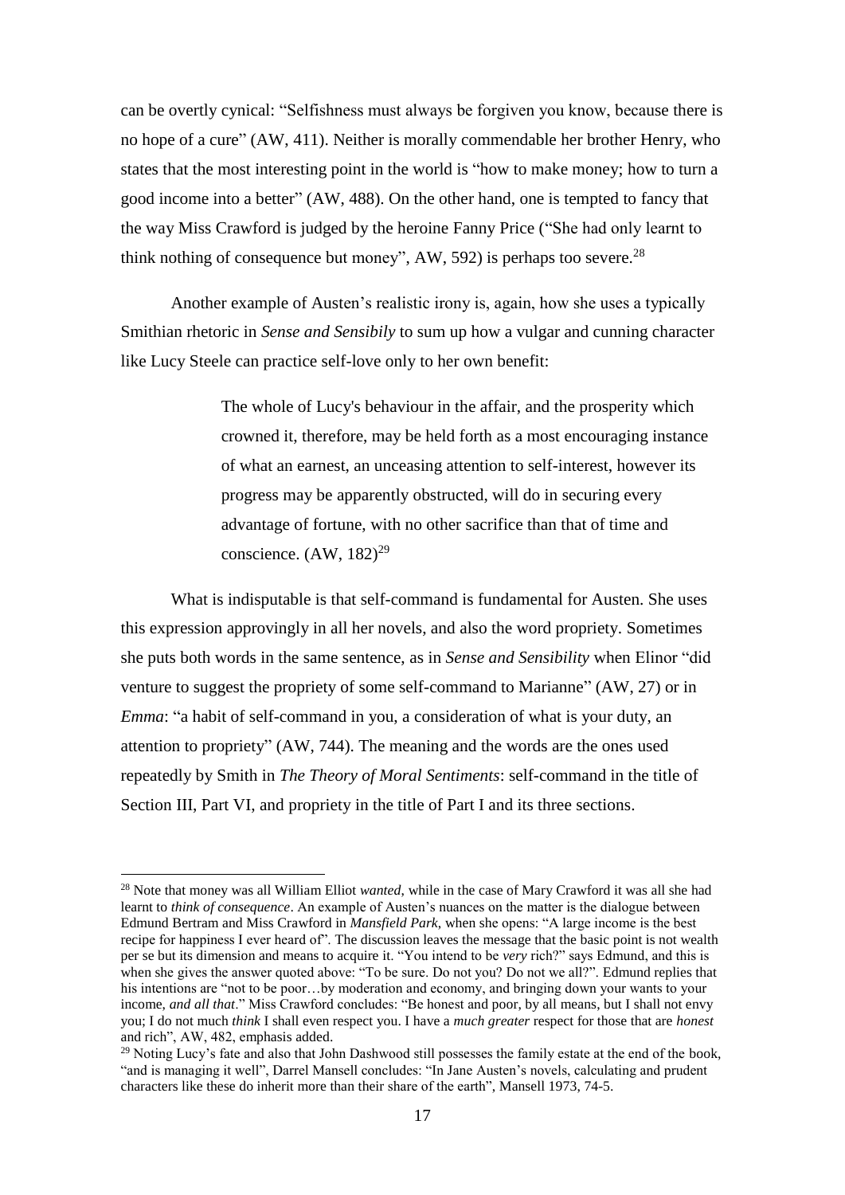can be overtly cynical: "Selfishness must always be forgiven you know, because there is no hope of a cure" (AW, 411). Neither is morally commendable her brother Henry, who states that the most interesting point in the world is "how to make money; how to turn a good income into a better" (AW, 488). On the other hand, one is tempted to fancy that the way Miss Crawford is judged by the heroine Fanny Price ("She had only learnt to think nothing of consequence but money", AW, 592) is perhaps too severe.[28]

Another example of Austen's realistic irony is, again, how she uses a typically Smithian rhetoric in *Sense and Sensibily* to sum up how a vulgar and cunning character like Lucy Steele can practice self-love only to her own benefit:

> The whole of Lucy's behaviour in the affair, and the prosperity which crowned it, therefore, may be held forth as a most encouraging instance of what an earnest, an unceasing attention to self-interest, however its progress may be apparently obstructed, will do in securing every advantage of fortune, with no other sacrifice than that of time and conscience. (AW, 182)[29]

What is indisputable is that self-command is fundamental for Austen. She uses this expression approvingly in all her novels, and also the word propriety. Sometimes she puts both words in the same sentence, as in *Sense and Sensibility* when Elinor "did venture to suggest the propriety of some self-command to Marianne" (AW, 27) or in *Emma*: "a habit of self-command in you, a consideration of what is your duty, an attention to propriety" (AW, 744). The meaning and the words are the ones used repeatedly by Smith in *The Theory of Moral Sentiments*: self-command in the title of Section III, Part VI, and propriety in the title of Part I and its three sections.

---

[28] Note that money was all William Elliot *wanted*, while in the case of Mary Crawford it was all she had learnt to *think of consequence*. An example of Austen's nuances on the matter is the dialogue between Edmund Bertram and Miss Crawford in *Mansfield Park*, when she opens: "A large income is the best recipe for happiness I ever heard of". The discussion leaves the message that the basic point is not wealth per se but its dimension and means to acquire it. "You intend to be *very* rich?" says Edmund, and this is when she gives the answer quoted above: "To be sure. Do not you? Do not we all?". Edmund replies that his intentions are "not to be poor…by moderation and economy, and bringing down your wants to your income, *and all that*." Miss Crawford concludes: "Be honest and poor, by all means, but I shall not envy you; I do not much *think* I shall even respect you. I have a *much greater* respect for those that are *honest* and rich", AW, 482, emphasis added.

[29] Noting Lucy's fate and also that John Dashwood still possesses the family estate at the end of the book, "and is managing it well", Darrel Mansell concludes: "In Jane Austen's novels, calculating and prudent characters like these do inherit more than their share of the earth", Mansell 1973, 74-5.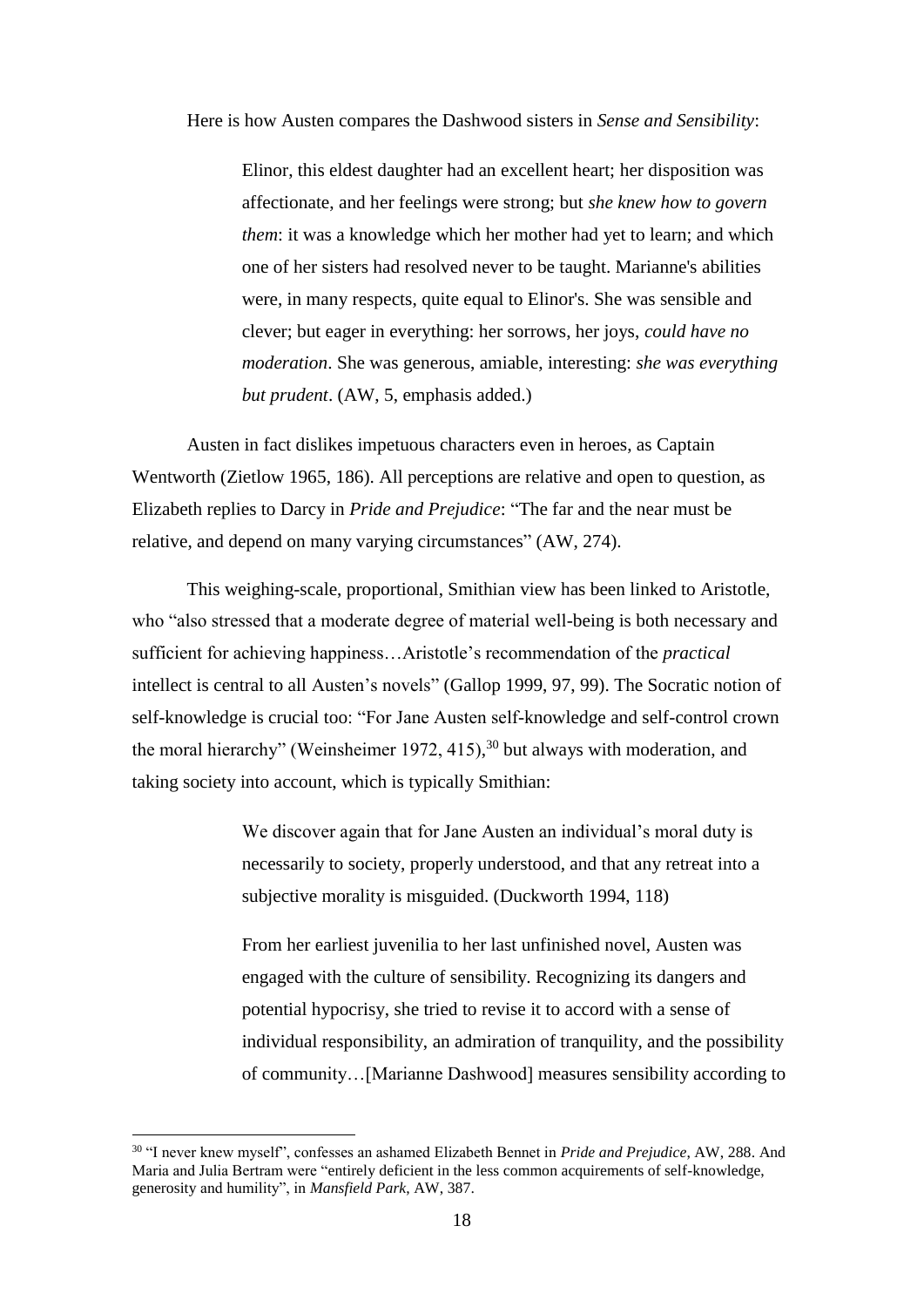Here is how Austen compares the Dashwood sisters in *Sense and Sensibility*:

> Elinor, this eldest daughter had an excellent heart; her disposition was affectionate, and her feelings were strong; but *she knew how to govern them*: it was a knowledge which her mother had yet to learn; and which one of her sisters had resolved never to be taught. Marianne's abilities were, in many respects, quite equal to Elinor's. She was sensible and clever; but eager in everything: her sorrows, her joys, *could have no moderation*. She was generous, amiable, interesting: *she was everything but prudent*. (AW, 5, emphasis added.)

Austen in fact dislikes impetuous characters even in heroes, as Captain Wentworth (Zietlow 1965, 186). All perceptions are relative and open to question, as Elizabeth replies to Darcy in *Pride and Prejudice*: "The far and the near must be relative, and depend on many varying circumstances" (AW, 274).

This weighing-scale, proportional, Smithian view has been linked to Aristotle, who "also stressed that a moderate degree of material well-being is both necessary and sufficient for achieving happiness…Aristotle's recommendation of the *practical* intellect is central to all Austen's novels" (Gallop 1999, 97, 99). The Socratic notion of self-knowledge is crucial too: "For Jane Austen self-knowledge and self-control crown the moral hierarchy" (Weinsheimer 1972, 415),[30] but always with moderation, and taking society into account, which is typically Smithian:

> We discover again that for Jane Austen an individual's moral duty is necessarily to society, properly understood, and that any retreat into a subjective morality is misguided. (Duckworth 1994, 118)

> From her earliest juvenilia to her last unfinished novel, Austen was engaged with the culture of sensibility. Recognizing its dangers and potential hypocrisy, she tried to revise it to accord with a sense of individual responsibility, an admiration of tranquility, and the possibility of community…[Marianne Dashwood] measures sensibility according to

[30] "I never knew myself", confesses an ashamed Elizabeth Bennet in *Pride and Prejudice*, AW, 288. And Maria and Julia Bertram were "entirely deficient in the less common acquirements of self-knowledge, generosity and humility", in *Mansfield Park*, AW, 387.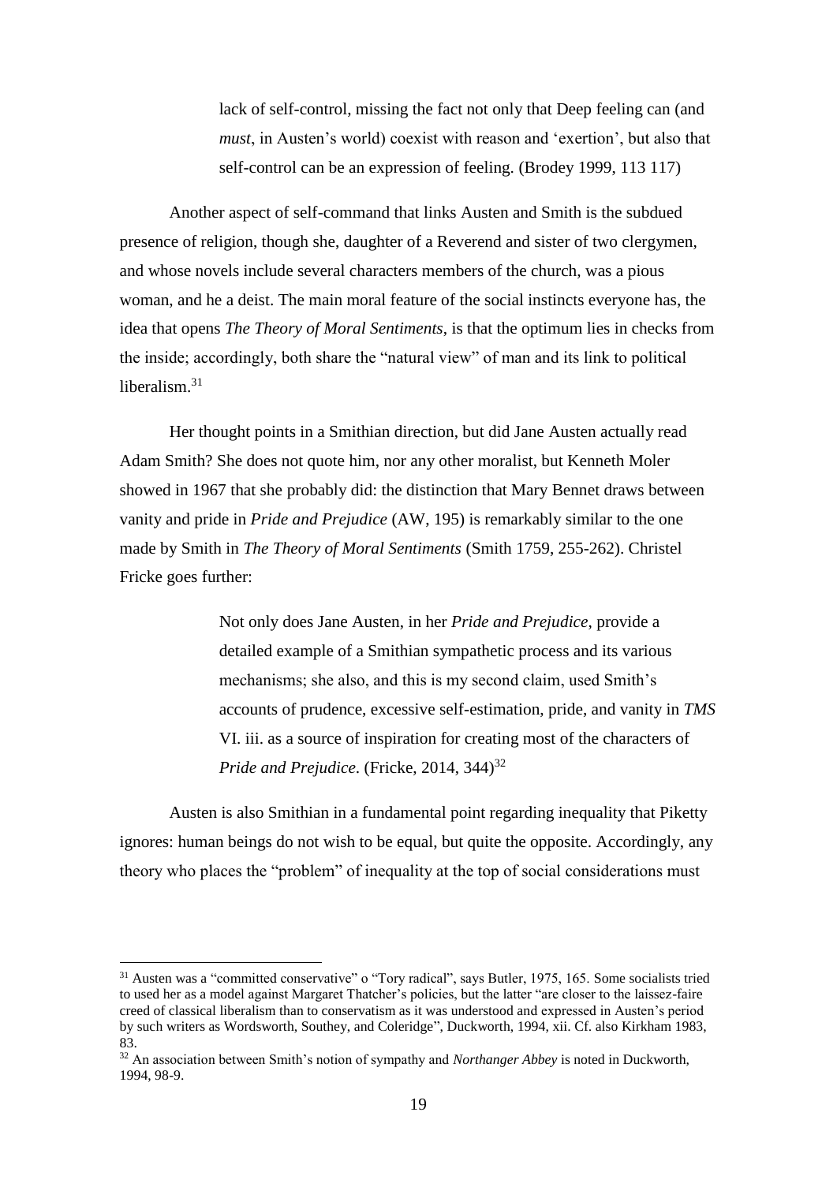> lack of self-control, missing the fact not only that Deep feeling can (and *must*, in Austen's world) coexist with reason and 'exertion', but also that self-control can be an expression of feeling. (Brodey 1999, 113 117)

Another aspect of self-command that links Austen and Smith is the subdued presence of religion, though she, daughter of a Reverend and sister of two clergymen, and whose novels include several characters members of the church, was a pious woman, and he a deist. The main moral feature of the social instincts everyone has, the idea that opens *The Theory of Moral Sentiments*, is that the optimum lies in checks from the inside; accordingly, both share the "natural view" of man and its link to political liberalism.[31]

Her thought points in a Smithian direction, but did Jane Austen actually read Adam Smith? She does not quote him, nor any other moralist, but Kenneth Moler showed in 1967 that she probably did: the distinction that Mary Bennet draws between vanity and pride in *Pride and Prejudice* (AW, 195) is remarkably similar to the one made by Smith in *The Theory of Moral Sentiments* (Smith 1759, 255-262). Christel Fricke goes further:

> Not only does Jane Austen, in her *Pride and Prejudice*, provide a detailed example of a Smithian sympathetic process and its various mechanisms; she also, and this is my second claim, used Smith's accounts of prudence, excessive self-estimation, pride, and vanity in *TMS* VI. iii. as a source of inspiration for creating most of the characters of *Pride and Prejudice*. (Fricke, 2014, 344)[32]

Austen is also Smithian in a fundamental point regarding inequality that Piketty ignores: human beings do not wish to be equal, but quite the opposite. Accordingly, any theory who places the "problem" of inequality at the top of social considerations must

---

[31] Austen was a "committed conservative" o "Tory radical", says Butler, 1975, 165. Some socialists tried to used her as a model against Margaret Thatcher's policies, but the latter "are closer to the laissez-faire creed of classical liberalism than to conservatism as it was understood and expressed in Austen's period by such writers as Wordsworth, Southey, and Coleridge", Duckworth, 1994, xii. Cf. also Kirkham 1983, 83.

[32] An association between Smith's notion of sympathy and *Northanger Abbey* is noted in Duckworth, 1994, 98-9.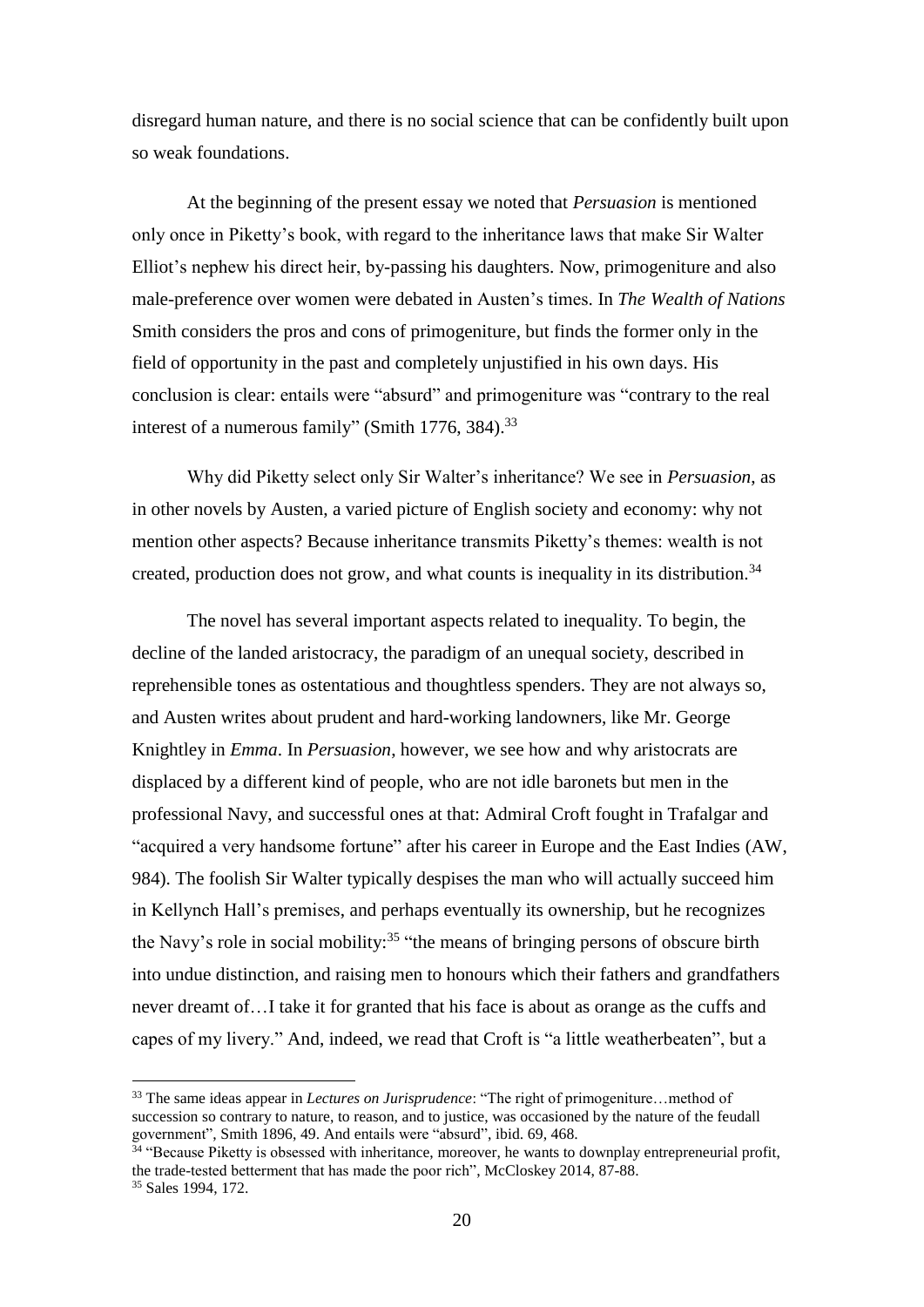disregard human nature, and there is no social science that can be confidently built upon so weak foundations.

At the beginning of the present essay we noted that *Persuasion* is mentioned only once in Piketty's book, with regard to the inheritance laws that make Sir Walter Elliot's nephew his direct heir, by-passing his daughters. Now, primogeniture and also male-preference over women were debated in Austen's times. In *The Wealth of Nations* Smith considers the pros and cons of primogeniture, but finds the former only in the field of opportunity in the past and completely unjustified in his own days. His conclusion is clear: entails were "absurd" and primogeniture was "contrary to the real interest of a numerous family" (Smith 1776, 384).[33]

Why did Piketty select only Sir Walter's inheritance? We see in *Persuasion*, as in other novels by Austen, a varied picture of English society and economy: why not mention other aspects? Because inheritance transmits Piketty's themes: wealth is not created, production does not grow, and what counts is inequality in its distribution.[34]

The novel has several important aspects related to inequality. To begin, the decline of the landed aristocracy, the paradigm of an unequal society, described in reprehensible tones as ostentatious and thoughtless spenders. They are not always so, and Austen writes about prudent and hard-working landowners, like Mr. George Knightley in *Emma*. In *Persuasion*, however, we see how and why aristocrats are displaced by a different kind of people, who are not idle baronets but men in the professional Navy, and successful ones at that: Admiral Croft fought in Trafalgar and "acquired a very handsome fortune" after his career in Europe and the East Indies (AW, 984). The foolish Sir Walter typically despises the man who will actually succeed him in Kellynch Hall's premises, and perhaps eventually its ownership, but he recognizes the Navy's role in social mobility:[35] "the means of bringing persons of obscure birth into undue distinction, and raising men to honours which their fathers and grandfathers never dreamt of…I take it for granted that his face is about as orange as the cuffs and capes of my livery." And, indeed, we read that Croft is "a little weatherbeaten", but a

---

[33] The same ideas appear in *Lectures on Jurisprudence*: "The right of primogeniture…method of succession so contrary to nature, to reason, and to justice, was occasioned by the nature of the feudall government", Smith 1896, 49. And entails were "absurd", ibid. 69, 468.

[34] "Because Piketty is obsessed with inheritance, moreover, he wants to downplay entrepreneurial profit, the trade-tested betterment that has made the poor rich", McCloskey 2014, 87-88.

[35] Sales 1994, 172.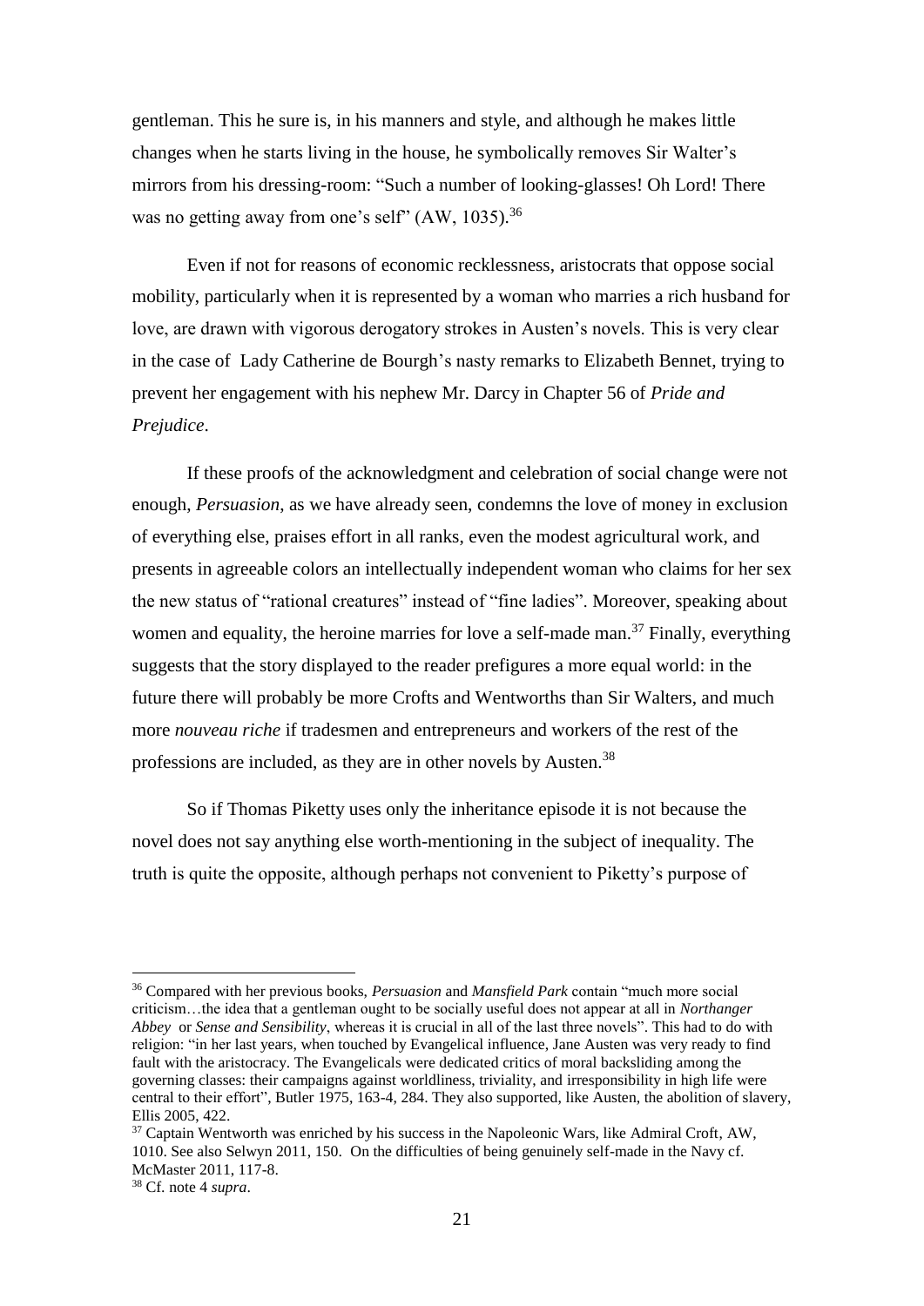gentleman. This he sure is, in his manners and style, and although he makes little changes when he starts living in the house, he symbolically removes Sir Walter's mirrors from his dressing-room: "Such a number of looking-glasses! Oh Lord! There was no getting away from one's self" (AW, 1035).[36]

Even if not for reasons of economic recklessness, aristocrats that oppose social mobility, particularly when it is represented by a woman who marries a rich husband for love, are drawn with vigorous derogatory strokes in Austen's novels. This is very clear in the case of Lady Catherine de Bourgh's nasty remarks to Elizabeth Bennet, trying to prevent her engagement with his nephew Mr. Darcy in Chapter 56 of *Pride and Prejudice*.

If these proofs of the acknowledgment and celebration of social change were not enough, *Persuasion*, as we have already seen, condemns the love of money in exclusion of everything else, praises effort in all ranks, even the modest agricultural work, and presents in agreeable colors an intellectually independent woman who claims for her sex the new status of "rational creatures" instead of "fine ladies". Moreover, speaking about women and equality, the heroine marries for love a self-made man.[37] Finally, everything suggests that the story displayed to the reader prefigures a more equal world: in the future there will probably be more Crofts and Wentworths than Sir Walters, and much more *nouveau riche* if tradesmen and entrepreneurs and workers of the rest of the professions are included, as they are in other novels by Austen.[38]

So if Thomas Piketty uses only the inheritance episode it is not because the novel does not say anything else worth-mentioning in the subject of inequality. The truth is quite the opposite, although perhaps not convenient to Piketty's purpose of

---

[36] Compared with her previous books, *Persuasion* and *Mansfield Park* contain "much more social criticism…the idea that a gentleman ought to be socially useful does not appear at all in *Northanger Abbey* or *Sense and Sensibility*, whereas it is crucial in all of the last three novels". This had to do with religion: "in her last years, when touched by Evangelical influence, Jane Austen was very ready to find fault with the aristocracy. The Evangelicals were dedicated critics of moral backsliding among the governing classes: their campaigns against worldliness, triviality, and irresponsibility in high life were central to their effort", Butler 1975, 163-4, 284. They also supported, like Austen, the abolition of slavery, Ellis 2005, 422.

[37] Captain Wentworth was enriched by his success in the Napoleonic Wars, like Admiral Croft, AW, 1010. See also Selwyn 2011, 150. On the difficulties of being genuinely self-made in the Navy cf. McMaster 2011, 117-8.

[38] Cf. note 4 *supra*.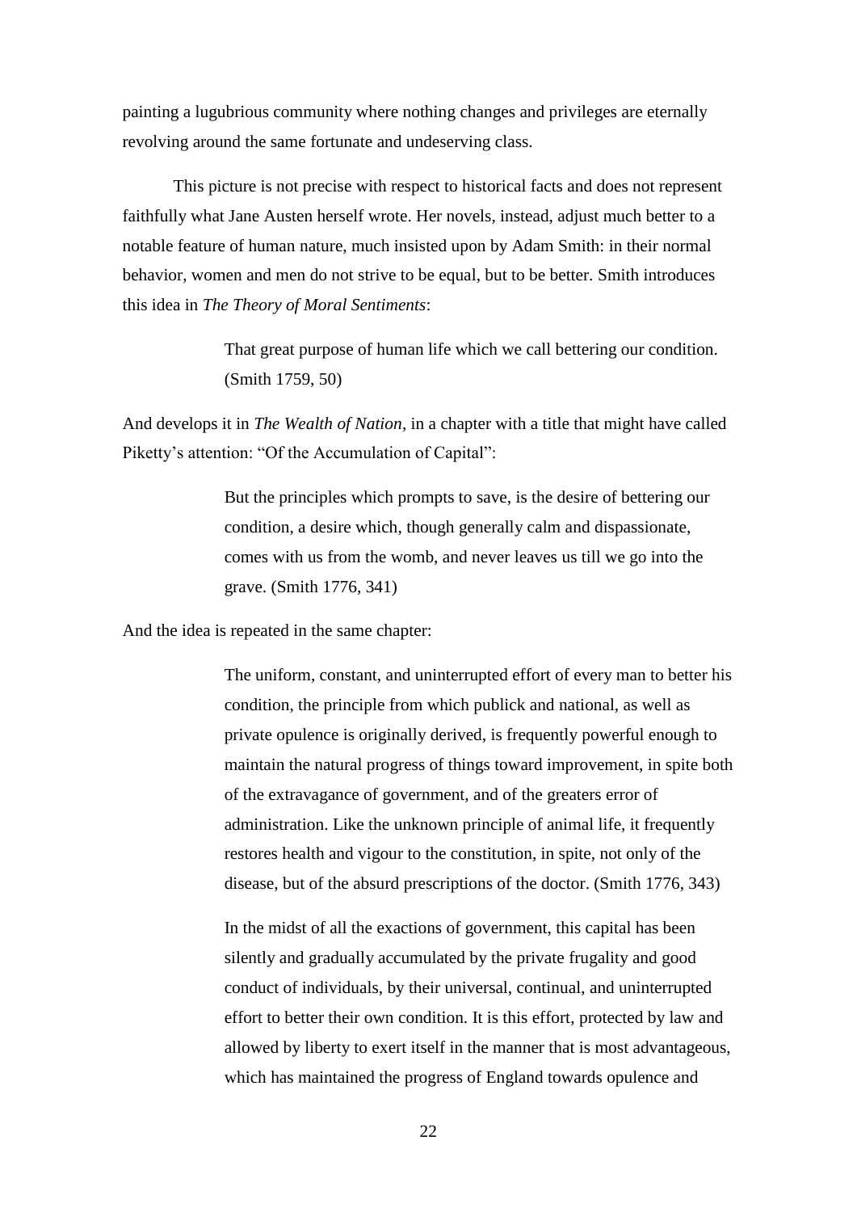painting a lugubrious community where nothing changes and privileges are eternally revolving around the same fortunate and undeserving class.

This picture is not precise with respect to historical facts and does not represent faithfully what Jane Austen herself wrote. Her novels, instead, adjust much better to a notable feature of human nature, much insisted upon by Adam Smith: in their normal behavior, women and men do not strive to be equal, but to be better. Smith introduces this idea in *The Theory of Moral Sentiments*:

> That great purpose of human life which we call bettering our condition. (Smith 1759, 50)

And develops it in *The Wealth of Nation*, in a chapter with a title that might have called Piketty's attention: "Of the Accumulation of Capital":

> But the principles which prompts to save, is the desire of bettering our condition, a desire which, though generally calm and dispassionate, comes with us from the womb, and never leaves us till we go into the grave. (Smith 1776, 341)

And the idea is repeated in the same chapter:

> The uniform, constant, and uninterrupted effort of every man to better his condition, the principle from which publick and national, as well as private opulence is originally derived, is frequently powerful enough to maintain the natural progress of things toward improvement, in spite both of the extravagance of government, and of the greaters error of administration. Like the unknown principle of animal life, it frequently restores health and vigour to the constitution, in spite, not only of the disease, but of the absurd prescriptions of the doctor. (Smith 1776, 343)
>
> In the midst of all the exactions of government, this capital has been silently and gradually accumulated by the private frugality and good conduct of individuals, by their universal, continual, and uninterrupted effort to better their own condition. It is this effort, protected by law and allowed by liberty to exert itself in the manner that is most advantageous, which has maintained the progress of England towards opulence and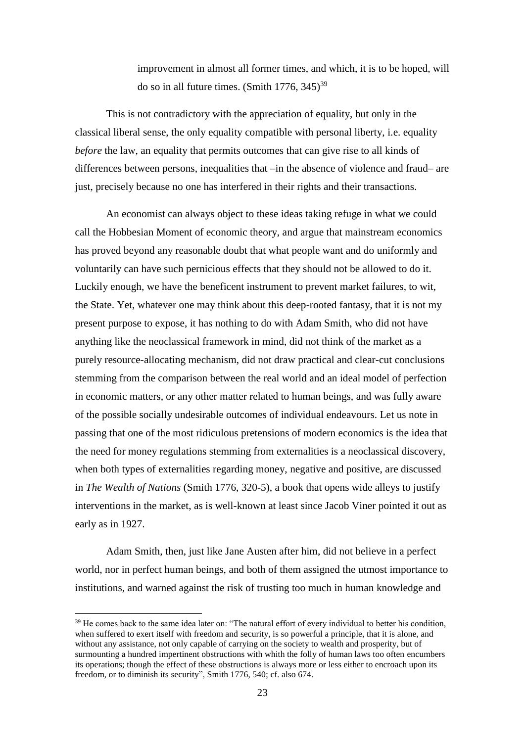> improvement in almost all former times, and which, it is to be hoped, will do so in all future times. (Smith 1776, 345)[39]

This is not contradictory with the appreciation of equality, but only in the classical liberal sense, the only equality compatible with personal liberty, i.e. equality *before* the law, an equality that permits outcomes that can give rise to all kinds of differences between persons, inequalities that –in the absence of violence and fraud– are just, precisely because no one has interfered in their rights and their transactions.

An economist can always object to these ideas taking refuge in what we could call the Hobbesian Moment of economic theory, and argue that mainstream economics has proved beyond any reasonable doubt that what people want and do uniformly and voluntarily can have such pernicious effects that they should not be allowed to do it. Luckily enough, we have the beneficent instrument to prevent market failures, to wit, the State. Yet, whatever one may think about this deep-rooted fantasy, that it is not my present purpose to expose, it has nothing to do with Adam Smith, who did not have anything like the neoclassical framework in mind, did not think of the market as a purely resource-allocating mechanism, did not draw practical and clear-cut conclusions stemming from the comparison between the real world and an ideal model of perfection in economic matters, or any other matter related to human beings, and was fully aware of the possible socially undesirable outcomes of individual endeavours. Let us note in passing that one of the most ridiculous pretensions of modern economics is the idea that the need for money regulations stemming from externalities is a neoclassical discovery, when both types of externalities regarding money, negative and positive, are discussed in *The Wealth of Nations* (Smith 1776, 320-5), a book that opens wide alleys to justify interventions in the market, as is well-known at least since Jacob Viner pointed it out as early as in 1927.

Adam Smith, then, just like Jane Austen after him, did not believe in a perfect world, nor in perfect human beings, and both of them assigned the utmost importance to institutions, and warned against the risk of trusting too much in human knowledge and

[39] He comes back to the same idea later on: "The natural effort of every individual to better his condition, when suffered to exert itself with freedom and security, is so powerful a principle, that it is alone, and without any assistance, not only capable of carrying on the society to wealth and prosperity, but of surmounting a hundred impertinent obstructions with whith the folly of human laws too often encumbers its operations; though the effect of these obstructions is always more or less either to encroach upon its freedom, or to diminish its security", Smith 1776, 540; cf. also 674.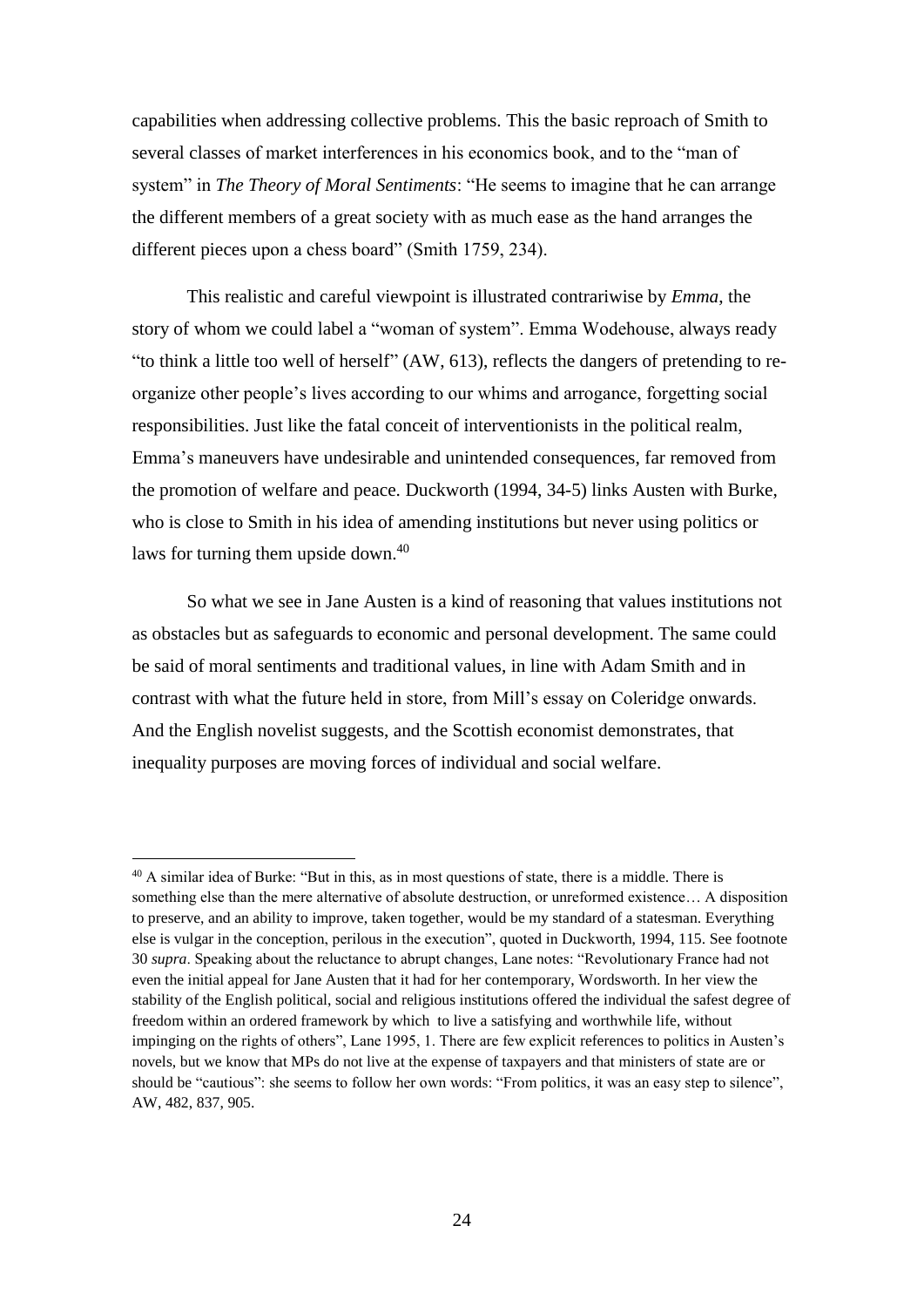capabilities when addressing collective problems. This the basic reproach of Smith to several classes of market interferences in his economics book, and to the "man of system" in *The Theory of Moral Sentiments*: "He seems to imagine that he can arrange the different members of a great society with as much ease as the hand arranges the different pieces upon a chess board" (Smith 1759, 234).

This realistic and careful viewpoint is illustrated contrariwise by *Emma*, the story of whom we could label a "woman of system". Emma Wodehouse, always ready "to think a little too well of herself" (AW, 613), reflects the dangers of pretending to re-organize other people's lives according to our whims and arrogance, forgetting social responsibilities. Just like the fatal conceit of interventionists in the political realm, Emma's maneuvers have undesirable and unintended consequences, far removed from the promotion of welfare and peace. Duckworth (1994, 34-5) links Austen with Burke, who is close to Smith in his idea of amending institutions but never using politics or laws for turning them upside down.[40]

So what we see in Jane Austen is a kind of reasoning that values institutions not as obstacles but as safeguards to economic and personal development. The same could be said of moral sentiments and traditional values, in line with Adam Smith and in contrast with what the future held in store, from Mill's essay on Coleridge onwards. And the English novelist suggests, and the Scottish economist demonstrates, that inequality purposes are moving forces of individual and social welfare.

---

[40] A similar idea of Burke: "But in this, as in most questions of state, there is a middle. There is something else than the mere alternative of absolute destruction, or unreformed existence… A disposition to preserve, and an ability to improve, taken together, would be my standard of a statesman. Everything else is vulgar in the conception, perilous in the execution", quoted in Duckworth, 1994, 115. See footnote 30 *supra*. Speaking about the reluctance to abrupt changes, Lane notes: "Revolutionary France had not even the initial appeal for Jane Austen that it had for her contemporary, Wordsworth. In her view the stability of the English political, social and religious institutions offered the individual the safest degree of freedom within an ordered framework by which to live a satisfying and worthwhile life, without impinging on the rights of others", Lane 1995, 1. There are few explicit references to politics in Austen's novels, but we know that MPs do not live at the expense of taxpayers and that ministers of state are or should be "cautious": she seems to follow her own words: "From politics, it was an easy step to silence", AW, 482, 837, 905.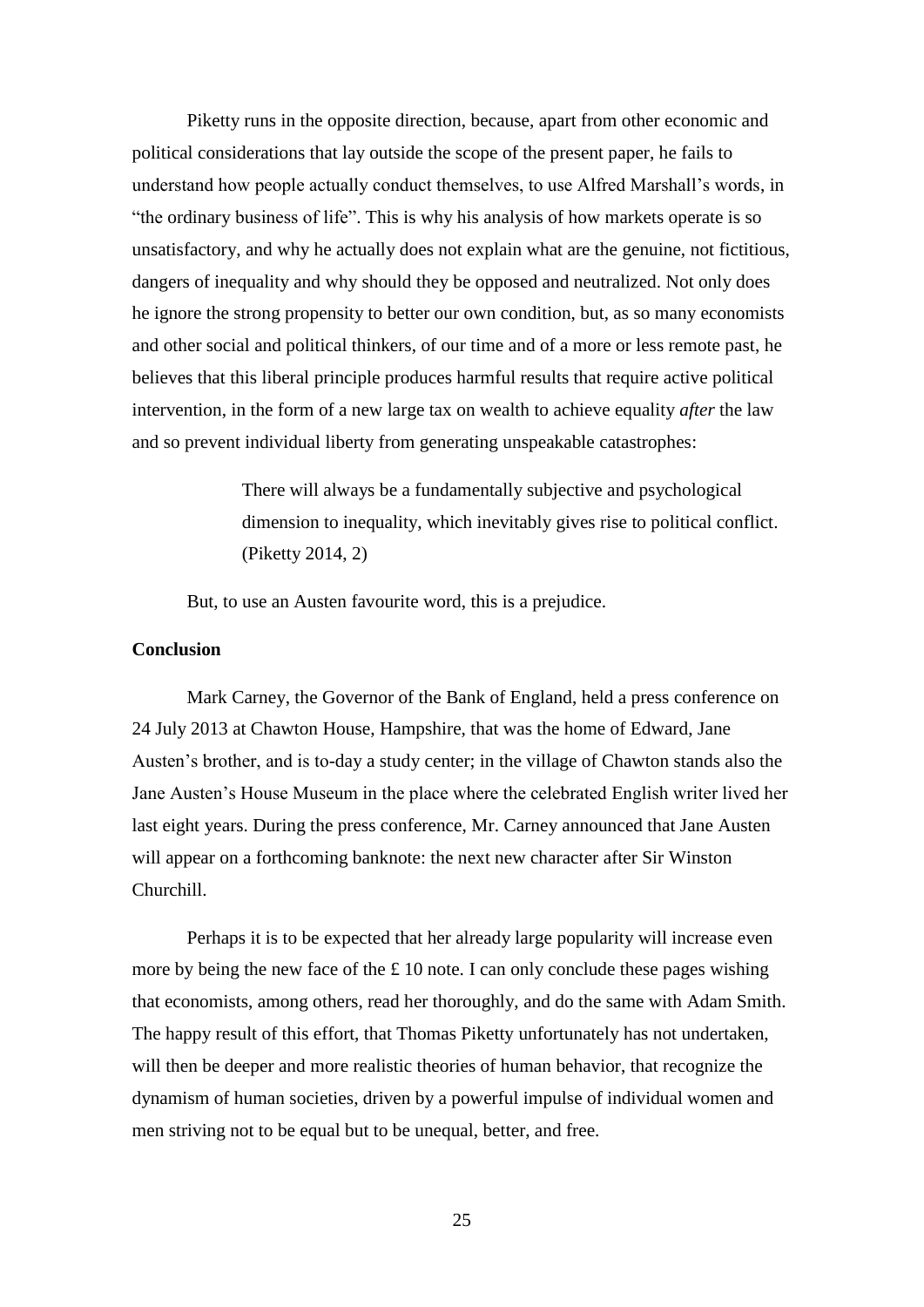Piketty runs in the opposite direction, because, apart from other economic and political considerations that lay outside the scope of the present paper, he fails to understand how people actually conduct themselves, to use Alfred Marshall's words, in "the ordinary business of life". This is why his analysis of how markets operate is so unsatisfactory, and why he actually does not explain what are the genuine, not fictitious, dangers of inequality and why should they be opposed and neutralized. Not only does he ignore the strong propensity to better our own condition, but, as so many economists and other social and political thinkers, of our time and of a more or less remote past, he believes that this liberal principle produces harmful results that require active political intervention, in the form of a new large tax on wealth to achieve equality *after* the law and so prevent individual liberty from generating unspeakable catastrophes:

> There will always be a fundamentally subjective and psychological dimension to inequality, which inevitably gives rise to political conflict. (Piketty 2014, 2)

But, to use an Austen favourite word, this is a prejudice.

**Conclusion**

Mark Carney, the Governor of the Bank of England, held a press conference on 24 July 2013 at Chawton House, Hampshire, that was the home of Edward, Jane Austen's brother, and is to-day a study center; in the village of Chawton stands also the Jane Austen's House Museum in the place where the celebrated English writer lived her last eight years. During the press conference, Mr. Carney announced that Jane Austen will appear on a forthcoming banknote: the next new character after Sir Winston Churchill.

Perhaps it is to be expected that her already large popularity will increase even more by being the new face of the £ 10 note. I can only conclude these pages wishing that economists, among others, read her thoroughly, and do the same with Adam Smith. The happy result of this effort, that Thomas Piketty unfortunately has not undertaken, will then be deeper and more realistic theories of human behavior, that recognize the dynamism of human societies, driven by a powerful impulse of individual women and men striving not to be equal but to be unequal, better, and free.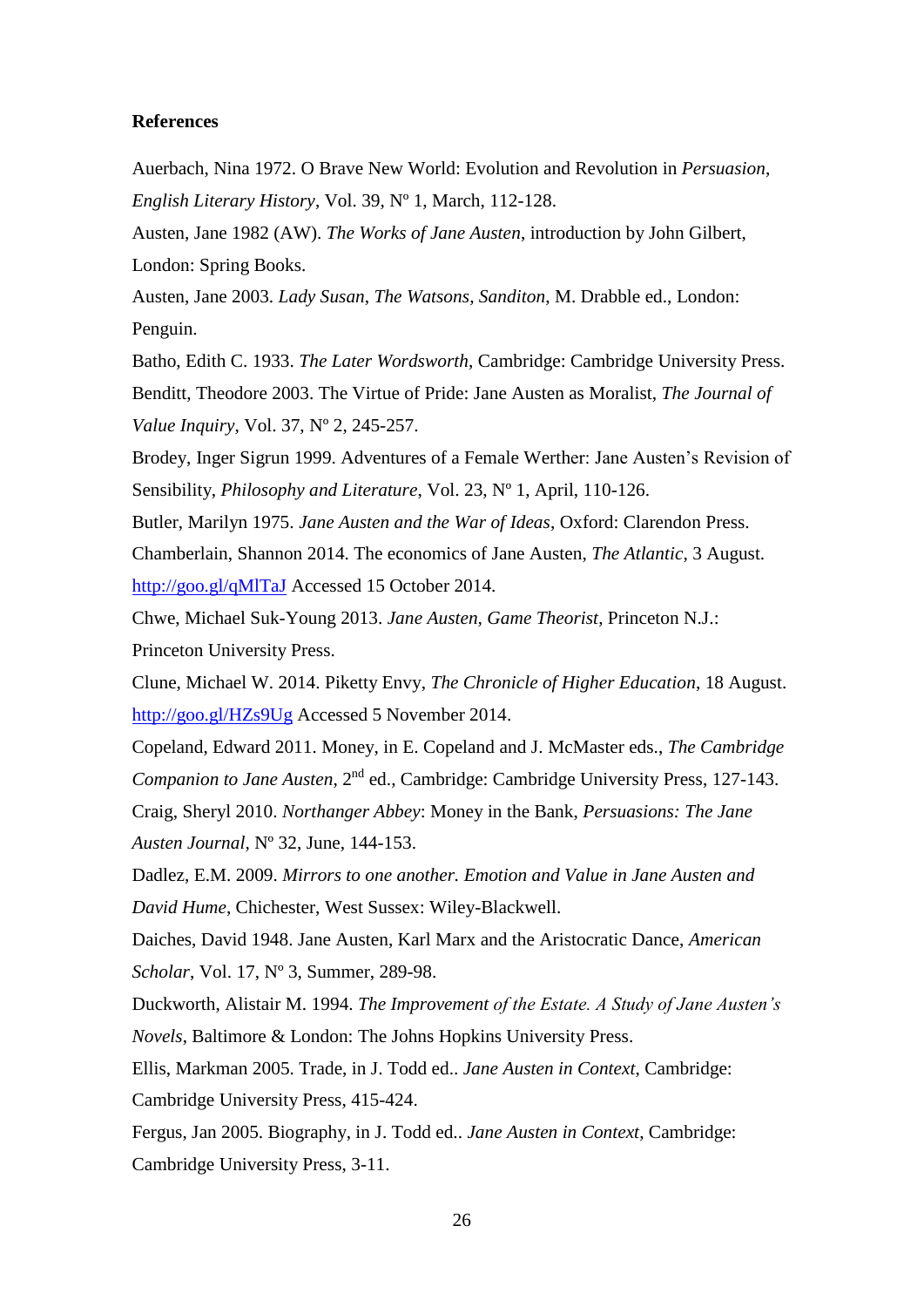**References**

Auerbach, Nina 1972. O Brave New World: Evolution and Revolution in *Persuasion*, *English Literary History*, Vol. 39, Nº 1, March, 112-128.

Austen, Jane 1982 (AW). *The Works of Jane Austen*, introduction by John Gilbert, London: Spring Books.

Austen, Jane 2003. *Lady Susan, The Watsons, Sanditon*, M. Drabble ed., London: Penguin.

Batho, Edith C. 1933. *The Later Wordsworth*, Cambridge: Cambridge University Press.

Benditt, Theodore 2003. The Virtue of Pride: Jane Austen as Moralist, *The Journal of Value Inquiry*, Vol. 37, Nº 2, 245-257.

Brodey, Inger Sigrun 1999. Adventures of a Female Werther: Jane Austen's Revision of Sensibility, *Philosophy and Literature*, Vol. 23, Nº 1, April, 110-126.

Butler, Marilyn 1975. *Jane Austen and the War of Ideas*, Oxford: Clarendon Press.

Chamberlain, Shannon 2014. The economics of Jane Austen, *The Atlantic*, 3 August. [http://goo.gl/qMlTaJ](http://goo.gl/qMlTaJ) Accessed 15 October 2014.

Chwe, Michael Suk-Young 2013. *Jane Austen, Game Theorist*, Princeton N.J.: Princeton University Press.

Clune, Michael W. 2014. Piketty Envy, *The Chronicle of Higher Education*, 18 August. [http://goo.gl/HZs9Ug](http://goo.gl/HZs9Ug) Accessed 5 November 2014.

Copeland, Edward 2011. Money, in E. Copeland and J. McMaster eds., *The Cambridge Companion to Jane Austen*, 2nd ed., Cambridge: Cambridge University Press, 127-143.

Craig, Sheryl 2010. *Northanger Abbey*: Money in the Bank, *Persuasions: The Jane Austen Journal*, Nº 32, June, 144-153.

Dadlez, E.M. 2009. *Mirrors to one another. Emotion and Value in Jane Austen and David Hume*, Chichester, West Sussex: Wiley-Blackwell.

Daiches, David 1948. Jane Austen, Karl Marx and the Aristocratic Dance, *American Scholar*, Vol. 17, Nº 3, Summer, 289-98.

Duckworth, Alistair M. 1994. *The Improvement of the Estate. A Study of Jane Austen's Novels*, Baltimore & London: The Johns Hopkins University Press.

Ellis, Markman 2005. Trade, in J. Todd ed.. *Jane Austen in Context*, Cambridge: Cambridge University Press, 415-424.

Fergus, Jan 2005. Biography, in J. Todd ed.. *Jane Austen in Context*, Cambridge: Cambridge University Press, 3-11.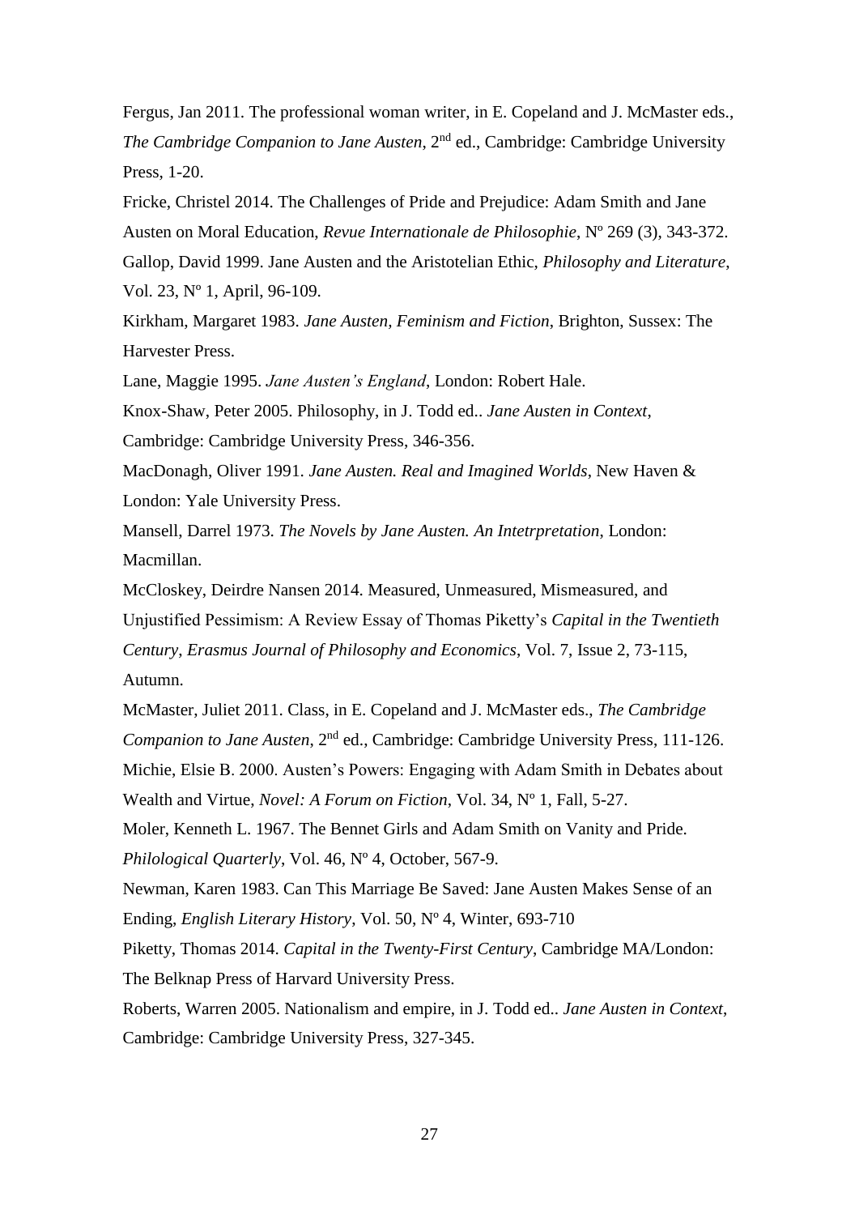Fergus, Jan 2011. The professional woman writer, in E. Copeland and J. McMaster eds., *The Cambridge Companion to Jane Austen*, 2nd ed., Cambridge: Cambridge University Press, 1-20.

Fricke, Christel 2014. The Challenges of Pride and Prejudice: Adam Smith and Jane Austen on Moral Education, *Revue Internationale de Philosophie*, Nº 269 (3), 343-372.

Gallop, David 1999. Jane Austen and the Aristotelian Ethic, *Philosophy and Literature*, Vol. 23, Nº 1, April, 96-109.

Kirkham, Margaret 1983. *Jane Austen, Feminism and Fiction*, Brighton, Sussex: The Harvester Press.

Lane, Maggie 1995. *Jane Austen's England*, London: Robert Hale.

Knox-Shaw, Peter 2005. Philosophy, in J. Todd ed.. *Jane Austen in Context*, Cambridge: Cambridge University Press, 346-356.

MacDonagh, Oliver 1991. *Jane Austen. Real and Imagined Worlds*, New Haven & London: Yale University Press.

Mansell, Darrel 1973. *The Novels by Jane Austen. An Intetrpretation*, London: Macmillan.

McCloskey, Deirdre Nansen 2014. Measured, Unmeasured, Mismeasured, and Unjustified Pessimism: A Review Essay of Thomas Piketty's *Capital in the Twentieth Century*, *Erasmus Journal of Philosophy and Economics*, Vol. 7, Issue 2, 73-115, Autumn.

McMaster, Juliet 2011. Class, in E. Copeland and J. McMaster eds., *The Cambridge Companion to Jane Austen*, 2nd ed., Cambridge: Cambridge University Press, 111-126.

Michie, Elsie B. 2000. Austen's Powers: Engaging with Adam Smith in Debates about Wealth and Virtue, *Novel: A Forum on Fiction*, Vol. 34, Nº 1, Fall, 5-27.

Moler, Kenneth L. 1967. The Bennet Girls and Adam Smith on Vanity and Pride. *Philological Quarterly*, Vol. 46, Nº 4, October, 567-9.

Newman, Karen 1983. Can This Marriage Be Saved: Jane Austen Makes Sense of an Ending, *English Literary History*, Vol. 50, Nº 4, Winter, 693-710

Piketty, Thomas 2014. *Capital in the Twenty-First Century*, Cambridge MA/London: The Belknap Press of Harvard University Press.

Roberts, Warren 2005. Nationalism and empire, in J. Todd ed.. *Jane Austen in Context*, Cambridge: Cambridge University Press, 327-345.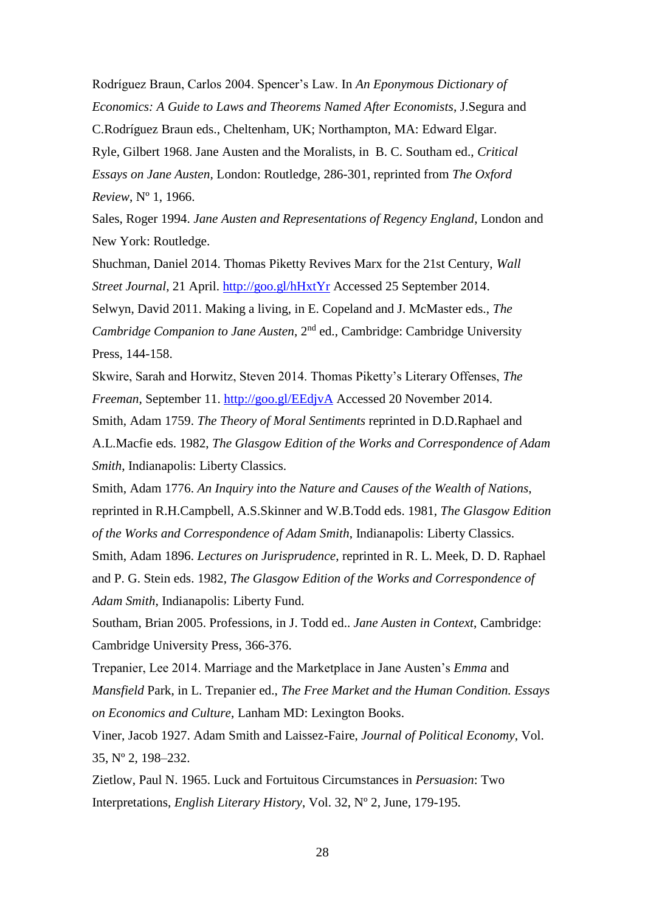Rodríguez Braun, Carlos 2004. Spencer's Law. In *An Eponymous Dictionary of Economics: A Guide to Laws and Theorems Named After Economists*, J.Segura and C.Rodríguez Braun eds., Cheltenham, UK; Northampton, MA: Edward Elgar.

Ryle, Gilbert 1968. Jane Austen and the Moralists, in B. C. Southam ed., *Critical Essays on Jane Austen*, London: Routledge, 286-301, reprinted from *The Oxford Review*, Nº 1, 1966.

Sales, Roger 1994. *Jane Austen and Representations of Regency England*, London and New York: Routledge.

Shuchman, Daniel 2014. Thomas Piketty Revives Marx for the 21st Century, *Wall Street Journal*, 21 April. http://goo.gl/hHxtYr Accessed 25 September 2014.

Selwyn, David 2011. Making a living, in E. Copeland and J. McMaster eds., *The Cambridge Companion to Jane Austen*, 2nd ed., Cambridge: Cambridge University Press, 144-158.

Skwire, Sarah and Horwitz, Steven 2014. Thomas Piketty's Literary Offenses, *The Freeman*, September 11. http://goo.gl/EEdjvA Accessed 20 November 2014.

Smith, Adam 1759. *The Theory of Moral Sentiments* reprinted in D.D.Raphael and A.L.Macfie eds. 1982, *The Glasgow Edition of the Works and Correspondence of Adam Smith*, Indianapolis: Liberty Classics.

Smith, Adam 1776. *An Inquiry into the Nature and Causes of the Wealth of Nations*, reprinted in R.H.Campbell, A.S.Skinner and W.B.Todd eds. 1981, *The Glasgow Edition of the Works and Correspondence of Adam Smith*, Indianapolis: Liberty Classics.

Smith, Adam 1896. *Lectures on Jurisprudence*, reprinted in R. L. Meek, D. D. Raphael and P. G. Stein eds. 1982, *The Glasgow Edition of the Works and Correspondence of Adam Smith*, Indianapolis: Liberty Fund.

Southam, Brian 2005. Professions, in J. Todd ed.. *Jane Austen in Context*, Cambridge: Cambridge University Press, 366-376.

Trepanier, Lee 2014. Marriage and the Marketplace in Jane Austen's *Emma* and *Mansfield* Park, in L. Trepanier ed., *The Free Market and the Human Condition. Essays on Economics and Culture*, Lanham MD: Lexington Books.

Viner, Jacob 1927. Adam Smith and Laissez-Faire, *Journal of Political Economy*, Vol. 35, Nº 2, 198–232.

Zietlow, Paul N. 1965. Luck and Fortuitous Circumstances in *Persuasion*: Two Interpretations, *English Literary History*, Vol. 32, Nº 2, June, 179-195.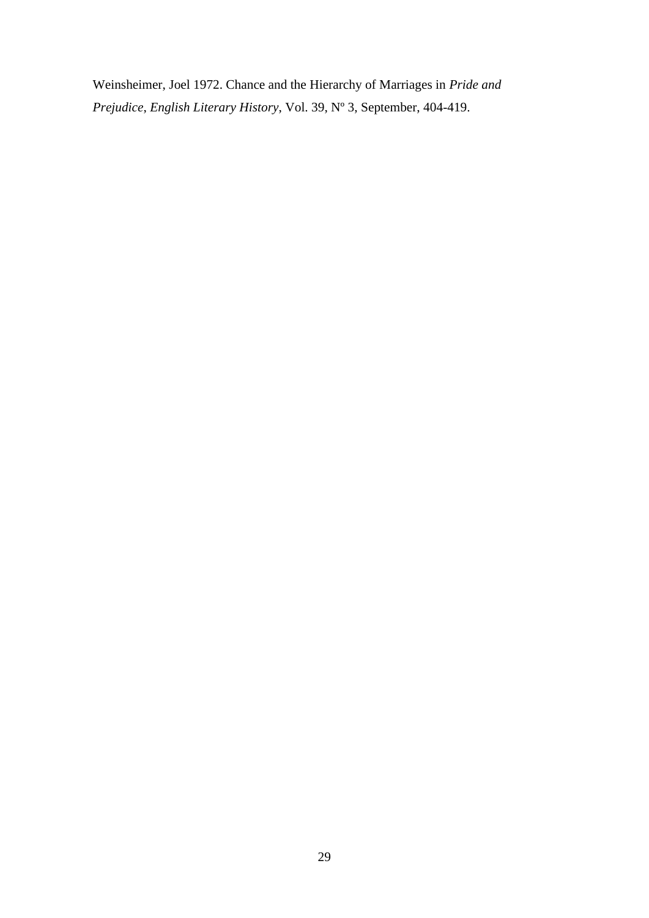Weinsheimer, Joel 1972. Chance and the Hierarchy of Marriages in *Pride and Prejudice*, *English Literary History*, Vol. 39, Nº 3, September, 404-419.